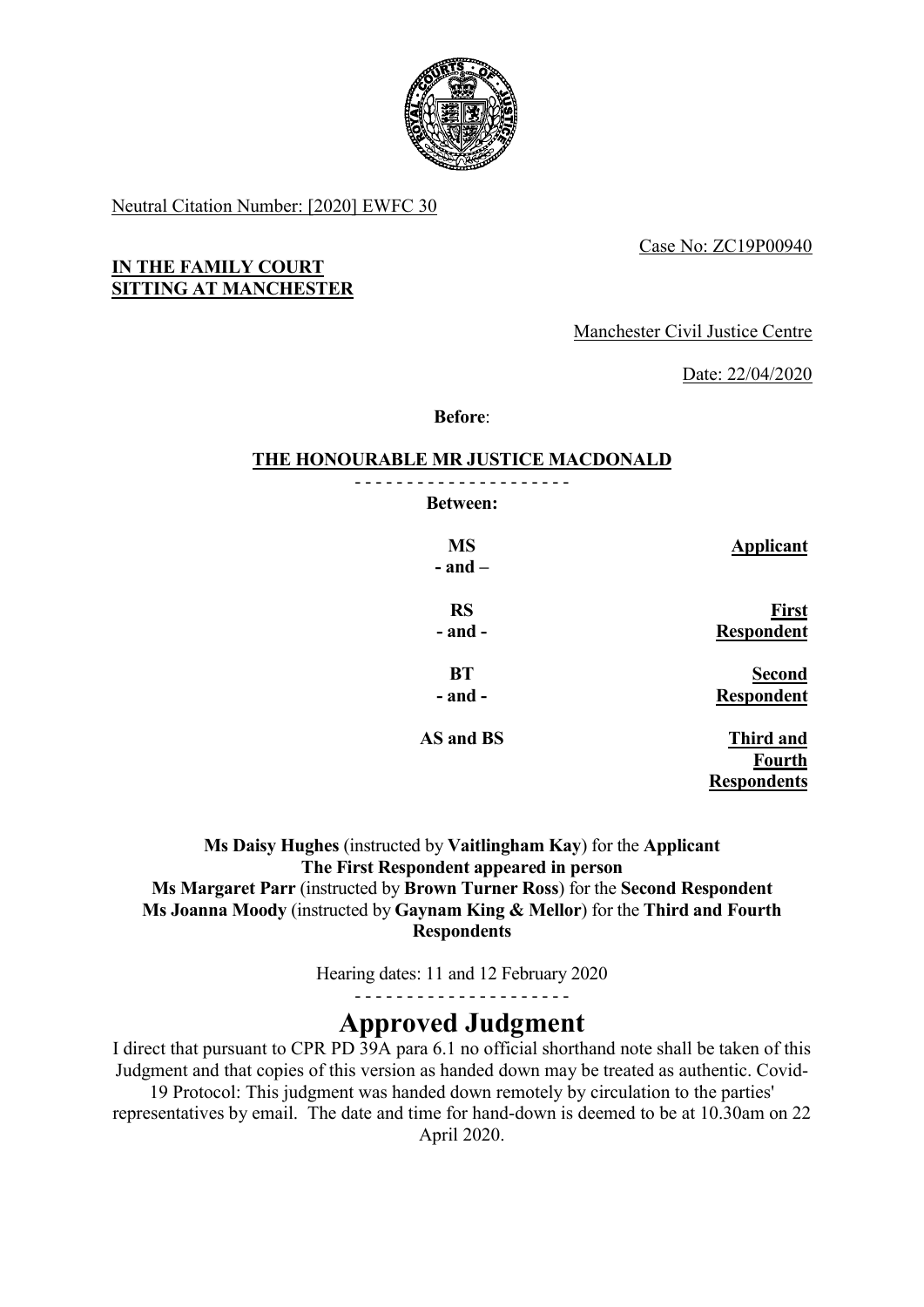Neutral Citation Number: [2020] EWFC 30

Case No: ZC19P00940

**IN THE FAMILY COURT**
**SITTING AT MANCHESTER**

Manchester Civil Justice Centre

Date: 22/04/2020

**Before**:

**THE HONOURABLE MR JUSTICE MACDONALD**

- - - - - - - - - - - - - - - - - - - - -

**Between:**

| | |
|---|---|
| **MS** <br> **- and –** | **Applicant** |
| **RS** <br> **- and -** | **First Respondent** |
| **BT** <br> **- and -** | **Second Respondent** |
| **AS and BS** | **Third and Fourth Respondents** |

**Ms Daisy Hughes** (instructed by **Vaitlingham Kay**) for the **Applicant**
**The First Respondent appeared in person**
**Ms Margaret Parr** (instructed by **Brown Turner Ross**) for the **Second Respondent**
**Ms Joanna Moody** (instructed by **Gaynam King & Mellor**) for the **Third and Fourth Respondents**

Hearing dates: 11 and 12 February 2020

- - - - - - - - - - - - - - - - - - - - -

# Approved Judgment

I direct that pursuant to CPR PD 39A para 6.1 no official shorthand note shall be taken of this Judgment and that copies of this version as handed down may be treated as authentic. Covid-19 Protocol: This judgment was handed down remotely by circulation to the parties' representatives by email. The date and time for hand-down is deemed to be at 10.30am on 22 April 2020.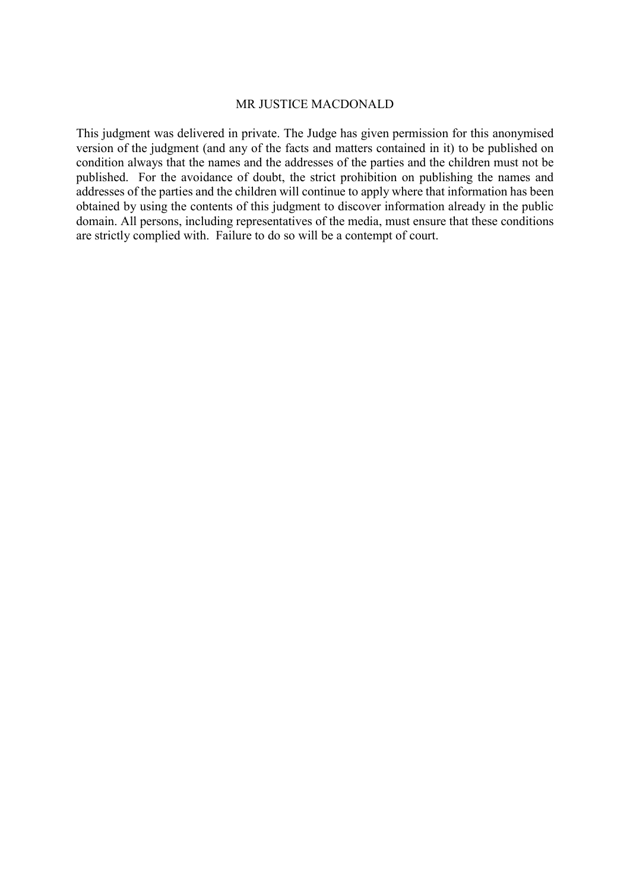MR JUSTICE MACDONALD

This judgment was delivered in private. The Judge has given permission for this anonymised version of the judgment (and any of the facts and matters contained in it) to be published on condition always that the names and the addresses of the parties and the children must not be published. For the avoidance of doubt, the strict prohibition on publishing the names and addresses of the parties and the children will continue to apply where that information has been obtained by using the contents of this judgment to discover information already in the public domain. All persons, including representatives of the media, must ensure that these conditions are strictly complied with. Failure to do so will be a contempt of court.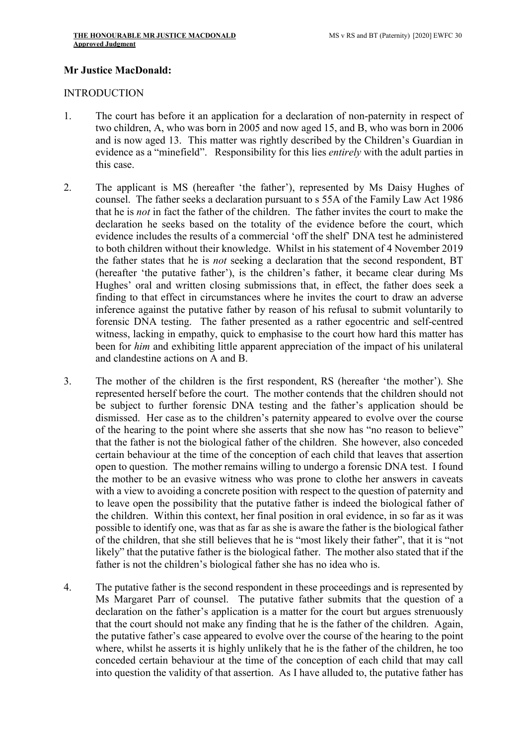**Mr Justice MacDonald:**

INTRODUCTION

1. The court has before it an application for a declaration of non-paternity in respect of two children, A, who was born in 2005 and now aged 15, and B, who was born in 2006 and is now aged 13. This matter was rightly described by the Children's Guardian in evidence as a "minefield". Responsibility for this lies *entirely* with the adult parties in this case.

2. The applicant is MS (hereafter 'the father'), represented by Ms Daisy Hughes of counsel. The father seeks a declaration pursuant to s 55A of the Family Law Act 1986 that he is *not* in fact the father of the children. The father invites the court to make the declaration he seeks based on the totality of the evidence before the court, which evidence includes the results of a commercial 'off the shelf' DNA test he administered to both children without their knowledge. Whilst in his statement of 4 November 2019 the father states that he is *not* seeking a declaration that the second respondent, BT (hereafter 'the putative father'), is the children's father, it became clear during Ms Hughes' oral and written closing submissions that, in effect, the father does seek a finding to that effect in circumstances where he invites the court to draw an adverse inference against the putative father by reason of his refusal to submit voluntarily to forensic DNA testing. The father presented as a rather egocentric and self-centred witness, lacking in empathy, quick to emphasise to the court how hard this matter has been for *him* and exhibiting little apparent appreciation of the impact of his unilateral and clandestine actions on A and B.

3. The mother of the children is the first respondent, RS (hereafter 'the mother'). She represented herself before the court. The mother contends that the children should not be subject to further forensic DNA testing and the father's application should be dismissed. Her case as to the children's paternity appeared to evolve over the course of the hearing to the point where she asserts that she now has "no reason to believe" that the father is not the biological father of the children. She however, also conceded certain behaviour at the time of the conception of each child that leaves that assertion open to question. The mother remains willing to undergo a forensic DNA test. I found the mother to be an evasive witness who was prone to clothe her answers in caveats with a view to avoiding a concrete position with respect to the question of paternity and to leave open the possibility that the putative father is indeed the biological father of the children. Within this context, her final position in oral evidence, in so far as it was possible to identify one, was that as far as she is aware the father is the biological father of the children, that she still believes that he is "most likely their father", that it is "not likely" that the putative father is the biological father. The mother also stated that if the father is not the children's biological father she has no idea who is.

4. The putative father is the second respondent in these proceedings and is represented by Ms Margaret Parr of counsel. The putative father submits that the question of a declaration on the father's application is a matter for the court but argues strenuously that the court should not make any finding that he is the father of the children. Again, the putative father's case appeared to evolve over the course of the hearing to the point where, whilst he asserts it is highly unlikely that he is the father of the children, he too conceded certain behaviour at the time of the conception of each child that may call into question the validity of that assertion. As I have alluded to, the putative father has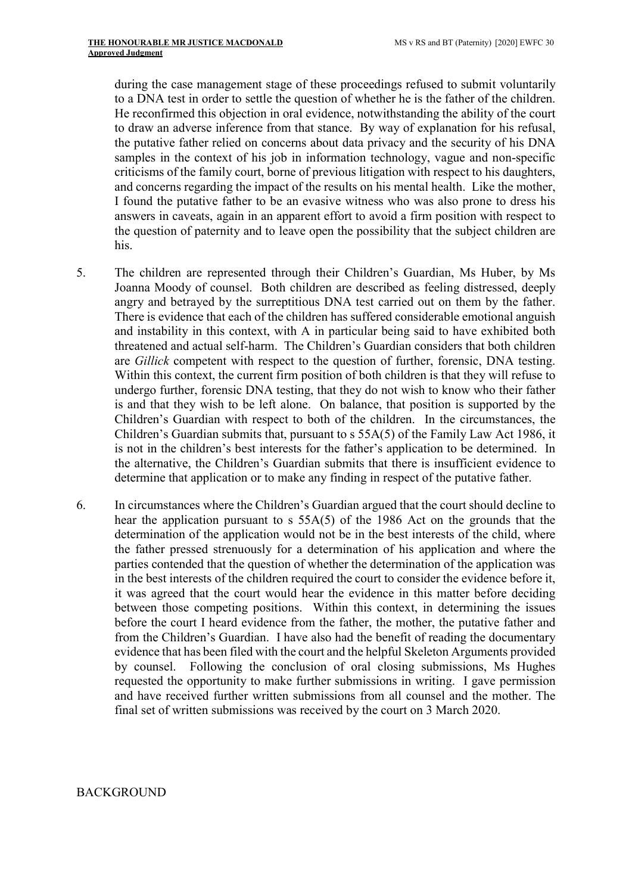during the case management stage of these proceedings refused to submit voluntarily to a DNA test in order to settle the question of whether he is the father of the children. He reconfirmed this objection in oral evidence, notwithstanding the ability of the court to draw an adverse inference from that stance. By way of explanation for his refusal, the putative father relied on concerns about data privacy and the security of his DNA samples in the context of his job in information technology, vague and non-specific criticisms of the family court, borne of previous litigation with respect to his daughters, and concerns regarding the impact of the results on his mental health. Like the mother, I found the putative father to be an evasive witness who was also prone to dress his answers in caveats, again in an apparent effort to avoid a firm position with respect to the question of paternity and to leave open the possibility that the subject children are his.

5. The children are represented through their Children's Guardian, Ms Huber, by Ms Joanna Moody of counsel. Both children are described as feeling distressed, deeply angry and betrayed by the surreptitious DNA test carried out on them by the father. There is evidence that each of the children has suffered considerable emotional anguish and instability in this context, with A in particular being said to have exhibited both threatened and actual self-harm. The Children's Guardian considers that both children are *Gillick* competent with respect to the question of further, forensic, DNA testing. Within this context, the current firm position of both children is that they will refuse to undergo further, forensic DNA testing, that they do not wish to know who their father is and that they wish to be left alone. On balance, that position is supported by the Children's Guardian with respect to both of the children. In the circumstances, the Children's Guardian submits that, pursuant to s 55A(5) of the Family Law Act 1986, it is not in the children's best interests for the father's application to be determined. In the alternative, the Children's Guardian submits that there is insufficient evidence to determine that application or to make any finding in respect of the putative father.

6. In circumstances where the Children's Guardian argued that the court should decline to hear the application pursuant to s 55A(5) of the 1986 Act on the grounds that the determination of the application would not be in the best interests of the child, where the father pressed strenuously for a determination of his application and where the parties contended that the question of whether the determination of the application was in the best interests of the children required the court to consider the evidence before it, it was agreed that the court would hear the evidence in this matter before deciding between those competing positions. Within this context, in determining the issues before the court I heard evidence from the father, the mother, the putative father and from the Children's Guardian. I have also had the benefit of reading the documentary evidence that has been filed with the court and the helpful Skeleton Arguments provided by counsel. Following the conclusion of oral closing submissions, Ms Hughes requested the opportunity to make further submissions in writing. I gave permission and have received further written submissions from all counsel and the mother. The final set of written submissions was received by the court on 3 March 2020.

## BACKGROUND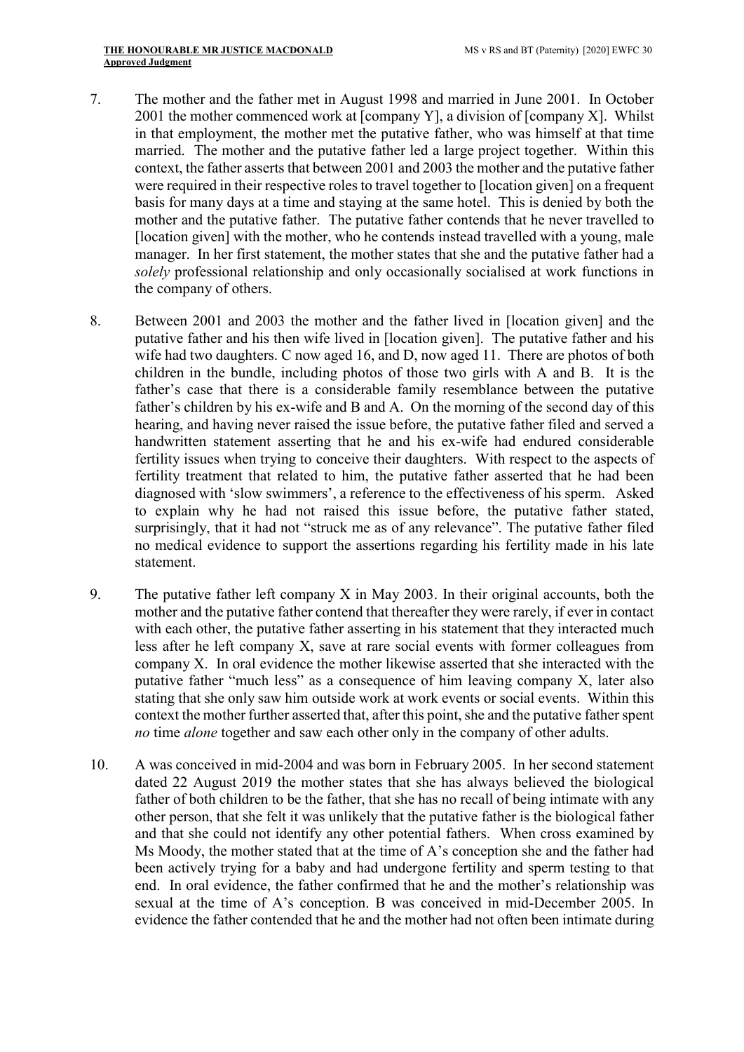7. The mother and the father met in August 1998 and married in June 2001. In October 2001 the mother commenced work at [company Y], a division of [company X]. Whilst in that employment, the mother met the putative father, who was himself at that time married. The mother and the putative father led a large project together. Within this context, the father asserts that between 2001 and 2003 the mother and the putative father were required in their respective roles to travel together to [location given] on a frequent basis for many days at a time and staying at the same hotel. This is denied by both the mother and the putative father. The putative father contends that he never travelled to [location given] with the mother, who he contends instead travelled with a young, male manager. In her first statement, the mother states that she and the putative father had a *solely* professional relationship and only occasionally socialised at work functions in the company of others.

8. Between 2001 and 2003 the mother and the father lived in [location given] and the putative father and his then wife lived in [location given]. The putative father and his wife had two daughters. C now aged 16, and D, now aged 11. There are photos of both children in the bundle, including photos of those two girls with A and B. It is the father's case that there is a considerable family resemblance between the putative father's children by his ex-wife and B and A. On the morning of the second day of this hearing, and having never raised the issue before, the putative father filed and served a handwritten statement asserting that he and his ex-wife had endured considerable fertility issues when trying to conceive their daughters. With respect to the aspects of fertility treatment that related to him, the putative father asserted that he had been diagnosed with 'slow swimmers', a reference to the effectiveness of his sperm. Asked to explain why he had not raised this issue before, the putative father stated, surprisingly, that it had not "struck me as of any relevance". The putative father filed no medical evidence to support the assertions regarding his fertility made in his late statement.

9. The putative father left company X in May 2003. In their original accounts, both the mother and the putative father contend that thereafter they were rarely, if ever in contact with each other, the putative father asserting in his statement that they interacted much less after he left company X, save at rare social events with former colleagues from company X. In oral evidence the mother likewise asserted that she interacted with the putative father "much less" as a consequence of him leaving company X, later also stating that she only saw him outside work at work events or social events. Within this context the mother further asserted that, after this point, she and the putative father spent *no* time *alone* together and saw each other only in the company of other adults.

10. A was conceived in mid-2004 and was born in February 2005. In her second statement dated 22 August 2019 the mother states that she has always believed the biological father of both children to be the father, that she has no recall of being intimate with any other person, that she felt it was unlikely that the putative father is the biological father and that she could not identify any other potential fathers. When cross examined by Ms Moody, the mother stated that at the time of A's conception she and the father had been actively trying for a baby and had undergone fertility and sperm testing to that end. In oral evidence, the father confirmed that he and the mother's relationship was sexual at the time of A's conception. B was conceived in mid-December 2005. In evidence the father contended that he and the mother had not often been intimate during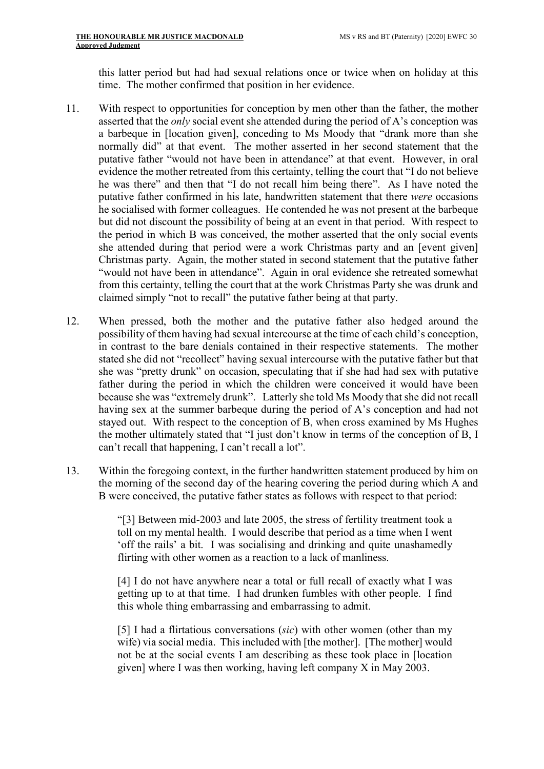this latter period but had had sexual relations once or twice when on holiday at this time. The mother confirmed that position in her evidence.

11. With respect to opportunities for conception by men other than the father, the mother asserted that the *only* social event she attended during the period of A's conception was a barbeque in [location given], conceding to Ms Moody that "drank more than she normally did" at that event. The mother asserted in her second statement that the putative father "would not have been in attendance" at that event. However, in oral evidence the mother retreated from this certainty, telling the court that "I do not believe he was there" and then that "I do not recall him being there". As I have noted the putative father confirmed in his late, handwritten statement that there *were* occasions he socialised with former colleagues. He contended he was not present at the barbeque but did not discount the possibility of being at an event in that period. With respect to the period in which B was conceived, the mother asserted that the only social events she attended during that period were a work Christmas party and an [event given] Christmas party. Again, the mother stated in second statement that the putative father "would not have been in attendance". Again in oral evidence she retreated somewhat from this certainty, telling the court that at the work Christmas Party she was drunk and claimed simply "not to recall" the putative father being at that party.

12. When pressed, both the mother and the putative father also hedged around the possibility of them having had sexual intercourse at the time of each child's conception, in contrast to the bare denials contained in their respective statements. The mother stated she did not "recollect" having sexual intercourse with the putative father but that she was "pretty drunk" on occasion, speculating that if she had had sex with putative father during the period in which the children were conceived it would have been because she was "extremely drunk". Latterly she told Ms Moody that she did not recall having sex at the summer barbeque during the period of A's conception and had not stayed out. With respect to the conception of B, when cross examined by Ms Hughes the mother ultimately stated that "I just don't know in terms of the conception of B, I can't recall that happening, I can't recall a lot".

13. Within the foregoing context, in the further handwritten statement produced by him on the morning of the second day of the hearing covering the period during which A and B were conceived, the putative father states as follows with respect to that period:

> "[3] Between mid-2003 and late 2005, the stress of fertility treatment took a toll on my mental health. I would describe that period as a time when I went 'off the rails' a bit. I was socialising and drinking and quite unashamedly flirting with other women as a reaction to a lack of manliness.
>
> [4] I do not have anywhere near a total or full recall of exactly what I was getting up to at that time. I had drunken fumbles with other people. I find this whole thing embarrassing and embarrassing to admit.
>
> [5] I had a flirtatious conversations (*sic*) with other women (other than my wife) via social media. This included with [the mother]. [The mother] would not be at the social events I am describing as these took place in [location given] where I was then working, having left company X in May 2003.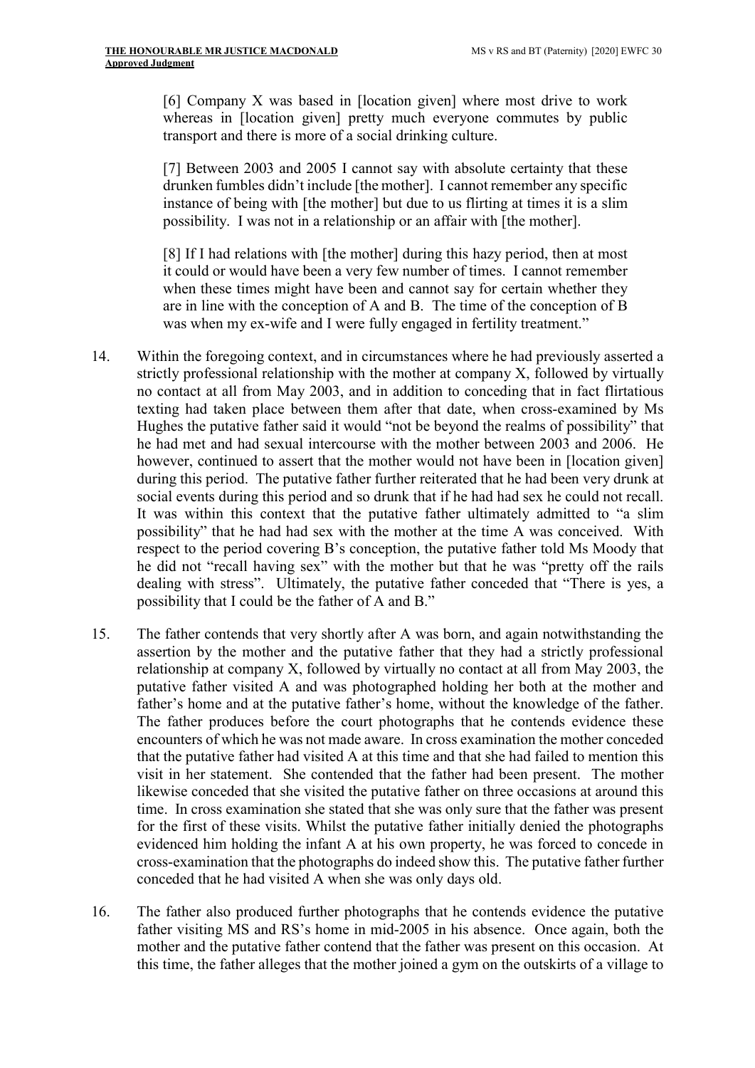> [6] Company X was based in [location given] where most drive to work whereas in [location given] pretty much everyone commutes by public transport and there is more of a social drinking culture.
>
> [7] Between 2003 and 2005 I cannot say with absolute certainty that these drunken fumbles didn't include [the mother]. I cannot remember any specific instance of being with [the mother] but due to us flirting at times it is a slim possibility. I was not in a relationship or an affair with [the mother].
>
> [8] If I had relations with [the mother] during this hazy period, then at most it could or would have been a very few number of times. I cannot remember when these times might have been and cannot say for certain whether they are in line with the conception of A and B. The time of the conception of B was when my ex-wife and I were fully engaged in fertility treatment."

14. Within the foregoing context, and in circumstances where he had previously asserted a strictly professional relationship with the mother at company X, followed by virtually no contact at all from May 2003, and in addition to conceding that in fact flirtatious texting had taken place between them after that date, when cross-examined by Ms Hughes the putative father said it would "not be beyond the realms of possibility" that he had met and had sexual intercourse with the mother between 2003 and 2006. He however, continued to assert that the mother would not have been in [location given] during this period. The putative father further reiterated that he had been very drunk at social events during this period and so drunk that if he had had sex he could not recall. It was within this context that the putative father ultimately admitted to "a slim possibility" that he had had sex with the mother at the time A was conceived. With respect to the period covering B's conception, the putative father told Ms Moody that he did not "recall having sex" with the mother but that he was "pretty off the rails dealing with stress". Ultimately, the putative father conceded that "There is yes, a possibility that I could be the father of A and B."

15. The father contends that very shortly after A was born, and again notwithstanding the assertion by the mother and the putative father that they had a strictly professional relationship at company X, followed by virtually no contact at all from May 2003, the putative father visited A and was photographed holding her both at the mother and father's home and at the putative father's home, without the knowledge of the father. The father produces before the court photographs that he contends evidence these encounters of which he was not made aware. In cross examination the mother conceded that the putative father had visited A at this time and that she had failed to mention this visit in her statement. She contended that the father had been present. The mother likewise conceded that she visited the putative father on three occasions at around this time. In cross examination she stated that she was only sure that the father was present for the first of these visits. Whilst the putative father initially denied the photographs evidenced him holding the infant A at his own property, he was forced to concede in cross-examination that the photographs do indeed show this. The putative father further conceded that he had visited A when she was only days old.

16. The father also produced further photographs that he contends evidence the putative father visiting MS and RS's home in mid-2005 in his absence. Once again, both the mother and the putative father contend that the father was present on this occasion. At this time, the father alleges that the mother joined a gym on the outskirts of a village to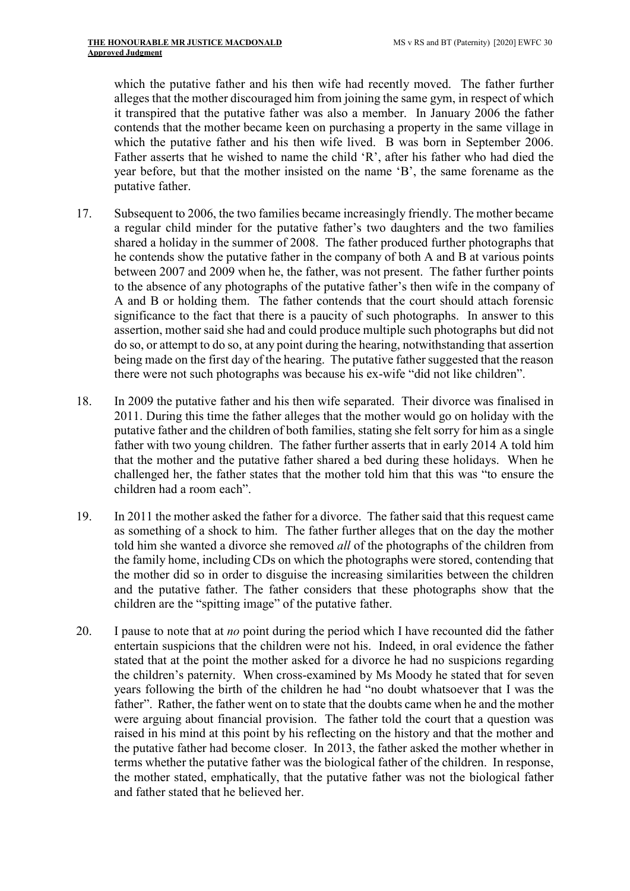which the putative father and his then wife had recently moved. The father further alleges that the mother discouraged him from joining the same gym, in respect of which it transpired that the putative father was also a member. In January 2006 the father contends that the mother became keen on purchasing a property in the same village in which the putative father and his then wife lived. B was born in September 2006. Father asserts that he wished to name the child 'R', after his father who had died the year before, but that the mother insisted on the name 'B', the same forename as the putative father.

17. Subsequent to 2006, the two families became increasingly friendly. The mother became a regular child minder for the putative father's two daughters and the two families shared a holiday in the summer of 2008. The father produced further photographs that he contends show the putative father in the company of both A and B at various points between 2007 and 2009 when he, the father, was not present. The father further points to the absence of any photographs of the putative father's then wife in the company of A and B or holding them. The father contends that the court should attach forensic significance to the fact that there is a paucity of such photographs. In answer to this assertion, mother said she had and could produce multiple such photographs but did not do so, or attempt to do so, at any point during the hearing, notwithstanding that assertion being made on the first day of the hearing. The putative father suggested that the reason there were not such photographs was because his ex-wife "did not like children".

18. In 2009 the putative father and his then wife separated. Their divorce was finalised in 2011. During this time the father alleges that the mother would go on holiday with the putative father and the children of both families, stating she felt sorry for him as a single father with two young children. The father further asserts that in early 2014 A told him that the mother and the putative father shared a bed during these holidays. When he challenged her, the father states that the mother told him that this was "to ensure the children had a room each".

19. In 2011 the mother asked the father for a divorce. The father said that this request came as something of a shock to him. The father further alleges that on the day the mother told him she wanted a divorce she removed *all* of the photographs of the children from the family home, including CDs on which the photographs were stored, contending that the mother did so in order to disguise the increasing similarities between the children and the putative father. The father considers that these photographs show that the children are the "spitting image" of the putative father.

20. I pause to note that at *no* point during the period which I have recounted did the father entertain suspicions that the children were not his. Indeed, in oral evidence the father stated that at the point the mother asked for a divorce he had no suspicions regarding the children's paternity. When cross-examined by Ms Moody he stated that for seven years following the birth of the children he had "no doubt whatsoever that I was the father". Rather, the father went on to state that the doubts came when he and the mother were arguing about financial provision. The father told the court that a question was raised in his mind at this point by his reflecting on the history and that the mother and the putative father had become closer. In 2013, the father asked the mother whether in terms whether the putative father was the biological father of the children. In response, the mother stated, emphatically, that the putative father was not the biological father and father stated that he believed her.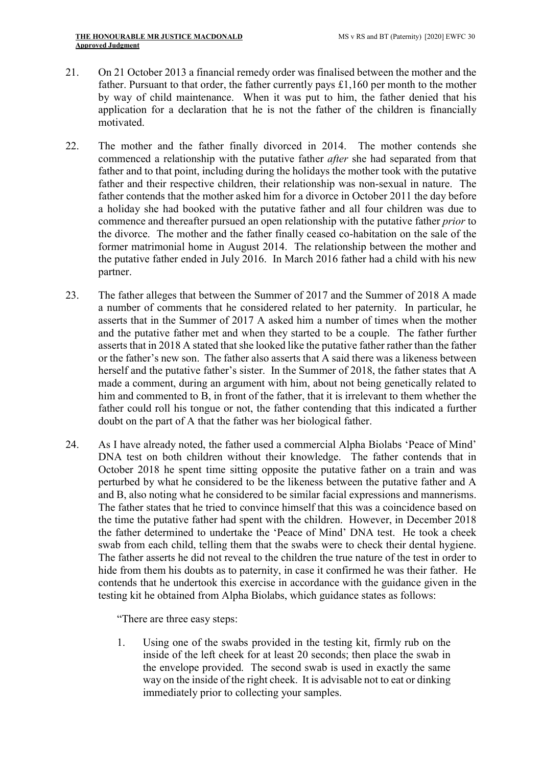21. On 21 October 2013 a financial remedy order was finalised between the mother and the father. Pursuant to that order, the father currently pays £1,160 per month to the mother by way of child maintenance. When it was put to him, the father denied that his application for a declaration that he is not the father of the children is financially motivated.

22. The mother and the father finally divorced in 2014. The mother contends she commenced a relationship with the putative father *after* she had separated from that father and to that point, including during the holidays the mother took with the putative father and their respective children, their relationship was non-sexual in nature. The father contends that the mother asked him for a divorce in October 2011 the day before a holiday she had booked with the putative father and all four children was due to commence and thereafter pursued an open relationship with the putative father *prior* to the divorce. The mother and the father finally ceased co-habitation on the sale of the former matrimonial home in August 2014. The relationship between the mother and the putative father ended in July 2016. In March 2016 father had a child with his new partner.

23. The father alleges that between the Summer of 2017 and the Summer of 2018 A made a number of comments that he considered related to her paternity. In particular, he asserts that in the Summer of 2017 A asked him a number of times when the mother and the putative father met and when they started to be a couple. The father further asserts that in 2018 A stated that she looked like the putative father rather than the father or the father's new son. The father also asserts that A said there was a likeness between herself and the putative father's sister. In the Summer of 2018, the father states that A made a comment, during an argument with him, about not being genetically related to him and commented to B, in front of the father, that it is irrelevant to them whether the father could roll his tongue or not, the father contending that this indicated a further doubt on the part of A that the father was her biological father.

24. As I have already noted, the father used a commercial Alpha Biolabs 'Peace of Mind' DNA test on both children without their knowledge. The father contends that in October 2018 he spent time sitting opposite the putative father on a train and was perturbed by what he considered to be the likeness between the putative father and A and B, also noting what he considered to be similar facial expressions and mannerisms. The father states that he tried to convince himself that this was a coincidence based on the time the putative father had spent with the children. However, in December 2018 the father determined to undertake the 'Peace of Mind' DNA test. He took a cheek swab from each child, telling them that the swabs were to check their dental hygiene. The father asserts he did not reveal to the children the true nature of the test in order to hide from them his doubts as to paternity, in case it confirmed he was their father. He contends that he undertook this exercise in accordance with the guidance given in the testing kit he obtained from Alpha Biolabs, which guidance states as follows:

> "There are three easy steps:
>
> 1. Using one of the swabs provided in the testing kit, firmly rub on the inside of the left cheek for at least 20 seconds; then place the swab in the envelope provided. The second swab is used in exactly the same way on the inside of the right cheek. It is advisable not to eat or dinking immediately prior to collecting your samples.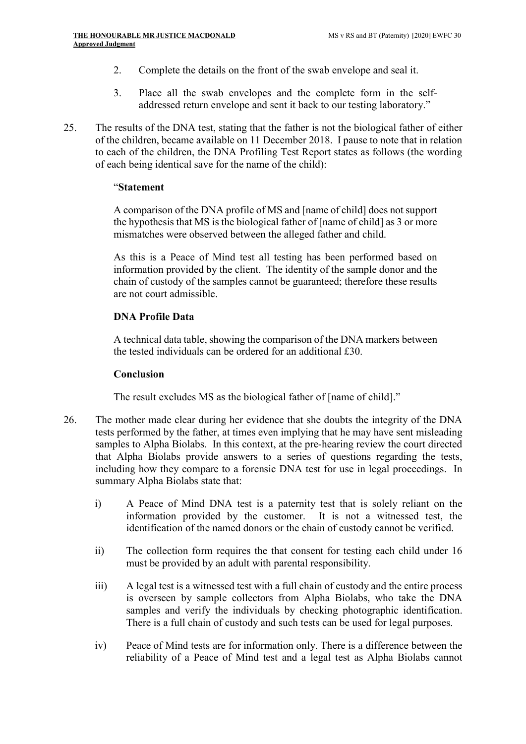2. Complete the details on the front of the swab envelope and seal it.

3. Place all the swab envelopes and the complete form in the self-addressed return envelope and sent it back to our testing laboratory."

25. The results of the DNA test, stating that the father is not the biological father of either of the children, became available on 11 December 2018. I pause to note that in relation to each of the children, the DNA Profiling Test Report states as follows (the wording of each being identical save for the name of the child):

"**Statement**

A comparison of the DNA profile of MS and [name of child] does not support the hypothesis that MS is the biological father of [name of child] as 3 or more mismatches were observed between the alleged father and child.

As this is a Peace of Mind test all testing has been performed based on information provided by the client. The identity of the sample donor and the chain of custody of the samples cannot be guaranteed; therefore these results are not court admissible.

**DNA Profile Data**

A technical data table, showing the comparison of the DNA markers between the tested individuals can be ordered for an additional £30.

**Conclusion**

The result excludes MS as the biological father of [name of child]."

26. The mother made clear during her evidence that she doubts the integrity of the DNA tests performed by the father, at times even implying that he may have sent misleading samples to Alpha Biolabs. In this context, at the pre-hearing review the court directed that Alpha Biolabs provide answers to a series of questions regarding the tests, including how they compare to a forensic DNA test for use in legal proceedings. In summary Alpha Biolabs state that:

i) A Peace of Mind DNA test is a paternity test that is solely reliant on the information provided by the customer. It is not a witnessed test, the identification of the named donors or the chain of custody cannot be verified.

ii) The collection form requires the that consent for testing each child under 16 must be provided by an adult with parental responsibility.

iii) A legal test is a witnessed test with a full chain of custody and the entire process is overseen by sample collectors from Alpha Biolabs, who take the DNA samples and verify the individuals by checking photographic identification. There is a full chain of custody and such tests can be used for legal purposes.

iv) Peace of Mind tests are for information only. There is a difference between the reliability of a Peace of Mind test and a legal test as Alpha Biolabs cannot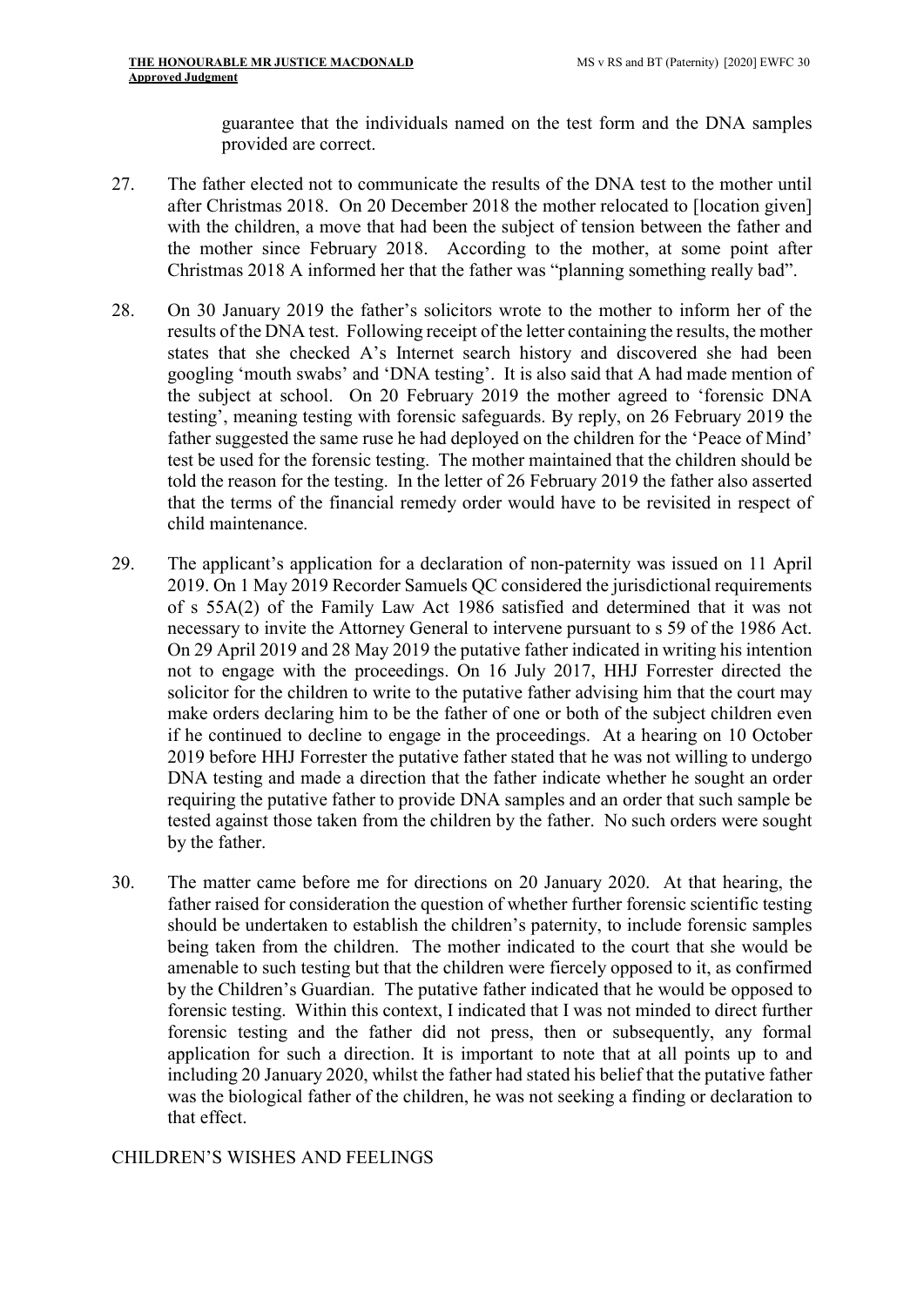guarantee that the individuals named on the test form and the DNA samples provided are correct.

27. The father elected not to communicate the results of the DNA test to the mother until after Christmas 2018. On 20 December 2018 the mother relocated to [location given] with the children, a move that had been the subject of tension between the father and the mother since February 2018. According to the mother, at some point after Christmas 2018 A informed her that the father was "planning something really bad".

28. On 30 January 2019 the father's solicitors wrote to the mother to inform her of the results of the DNA test. Following receipt of the letter containing the results, the mother states that she checked A's Internet search history and discovered she had been googling 'mouth swabs' and 'DNA testing'. It is also said that A had made mention of the subject at school. On 20 February 2019 the mother agreed to 'forensic DNA testing', meaning testing with forensic safeguards. By reply, on 26 February 2019 the father suggested the same ruse he had deployed on the children for the 'Peace of Mind' test be used for the forensic testing. The mother maintained that the children should be told the reason for the testing. In the letter of 26 February 2019 the father also asserted that the terms of the financial remedy order would have to be revisited in respect of child maintenance.

29. The applicant's application for a declaration of non-paternity was issued on 11 April 2019. On 1 May 2019 Recorder Samuels QC considered the jurisdictional requirements of s 55A(2) of the Family Law Act 1986 satisfied and determined that it was not necessary to invite the Attorney General to intervene pursuant to s 59 of the 1986 Act. On 29 April 2019 and 28 May 2019 the putative father indicated in writing his intention not to engage with the proceedings. On 16 July 2017, HHJ Forrester directed the solicitor for the children to write to the putative father advising him that the court may make orders declaring him to be the father of one or both of the subject children even if he continued to decline to engage in the proceedings. At a hearing on 10 October 2019 before HHJ Forrester the putative father stated that he was not willing to undergo DNA testing and made a direction that the father indicate whether he sought an order requiring the putative father to provide DNA samples and an order that such sample be tested against those taken from the children by the father. No such orders were sought by the father.

30. The matter came before me for directions on 20 January 2020. At that hearing, the father raised for consideration the question of whether further forensic scientific testing should be undertaken to establish the children's paternity, to include forensic samples being taken from the children. The mother indicated to the court that she would be amenable to such testing but that the children were fiercely opposed to it, as confirmed by the Children's Guardian. The putative father indicated that he would be opposed to forensic testing. Within this context, I indicated that I was not minded to direct further forensic testing and the father did not press, then or subsequently, any formal application for such a direction. It is important to note that at all points up to and including 20 January 2020, whilst the father had stated his belief that the putative father was the biological father of the children, he was not seeking a finding or declaration to that effect.

## CHILDREN'S WISHES AND FEELINGS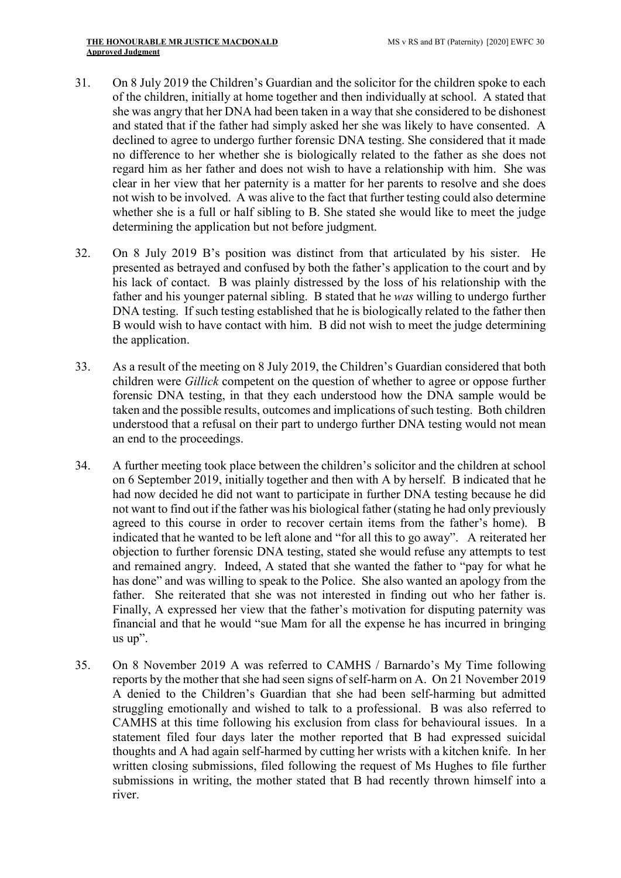31. On 8 July 2019 the Children's Guardian and the solicitor for the children spoke to each of the children, initially at home together and then individually at school. A stated that she was angry that her DNA had been taken in a way that she considered to be dishonest and stated that if the father had simply asked her she was likely to have consented. A declined to agree to undergo further forensic DNA testing. She considered that it made no difference to her whether she is biologically related to the father as she does not regard him as her father and does not wish to have a relationship with him. She was clear in her view that her paternity is a matter for her parents to resolve and she does not wish to be involved. A was alive to the fact that further testing could also determine whether she is a full or half sibling to B. She stated she would like to meet the judge determining the application but not before judgment.

32. On 8 July 2019 B's position was distinct from that articulated by his sister. He presented as betrayed and confused by both the father's application to the court and by his lack of contact. B was plainly distressed by the loss of his relationship with the father and his younger paternal sibling. B stated that he *was* willing to undergo further DNA testing. If such testing established that he is biologically related to the father then B would wish to have contact with him. B did not wish to meet the judge determining the application.

33. As a result of the meeting on 8 July 2019, the Children's Guardian considered that both children were *Gillick* competent on the question of whether to agree or oppose further forensic DNA testing, in that they each understood how the DNA sample would be taken and the possible results, outcomes and implications of such testing. Both children understood that a refusal on their part to undergo further DNA testing would not mean an end to the proceedings.

34. A further meeting took place between the children's solicitor and the children at school on 6 September 2019, initially together and then with A by herself. B indicated that he had now decided he did not want to participate in further DNA testing because he did not want to find out if the father was his biological father (stating he had only previously agreed to this course in order to recover certain items from the father's home). B indicated that he wanted to be left alone and "for all this to go away". A reiterated her objection to further forensic DNA testing, stated she would refuse any attempts to test and remained angry. Indeed, A stated that she wanted the father to "pay for what he has done" and was willing to speak to the Police. She also wanted an apology from the father. She reiterated that she was not interested in finding out who her father is. Finally, A expressed her view that the father's motivation for disputing paternity was financial and that he would "sue Mam for all the expense he has incurred in bringing us up".

35. On 8 November 2019 A was referred to CAMHS / Barnardo's My Time following reports by the mother that she had seen signs of self-harm on A. On 21 November 2019 A denied to the Children's Guardian that she had been self-harming but admitted struggling emotionally and wished to talk to a professional. B was also referred to CAMHS at this time following his exclusion from class for behavioural issues. In a statement filed four days later the mother reported that B had expressed suicidal thoughts and A had again self-harmed by cutting her wrists with a kitchen knife. In her written closing submissions, filed following the request of Ms Hughes to file further submissions in writing, the mother stated that B had recently thrown himself into a river.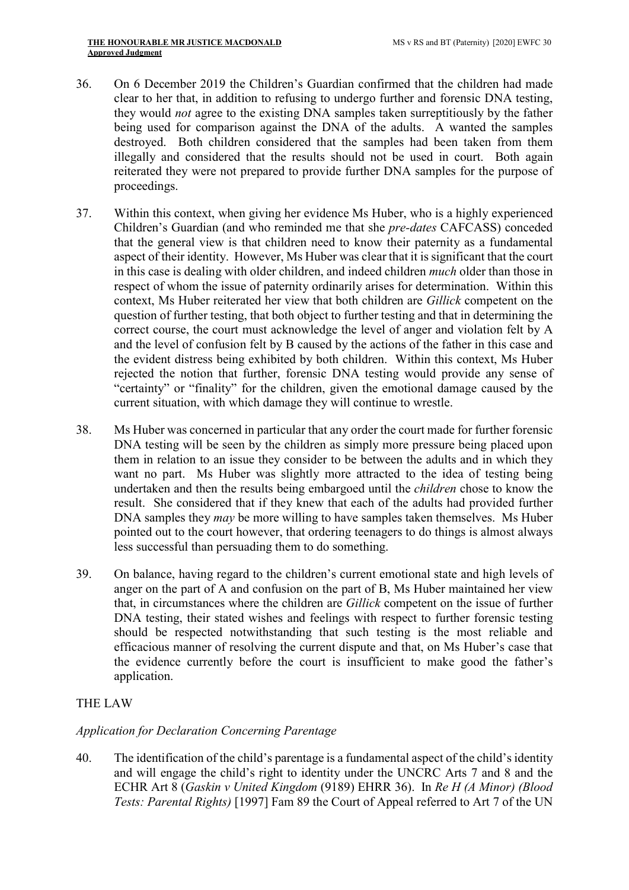36. On 6 December 2019 the Children's Guardian confirmed that the children had made clear to her that, in addition to refusing to undergo further and forensic DNA testing, they would *not* agree to the existing DNA samples taken surreptitiously by the father being used for comparison against the DNA of the adults. A wanted the samples destroyed. Both children considered that the samples had been taken from them illegally and considered that the results should not be used in court. Both again reiterated they were not prepared to provide further DNA samples for the purpose of proceedings.

37. Within this context, when giving her evidence Ms Huber, who is a highly experienced Children's Guardian (and who reminded me that she *pre-dates* CAFCASS) conceded that the general view is that children need to know their paternity as a fundamental aspect of their identity. However, Ms Huber was clear that it is significant that the court in this case is dealing with older children, and indeed children *much* older than those in respect of whom the issue of paternity ordinarily arises for determination. Within this context, Ms Huber reiterated her view that both children are *Gillick* competent on the question of further testing, that both object to further testing and that in determining the correct course, the court must acknowledge the level of anger and violation felt by A and the level of confusion felt by B caused by the actions of the father in this case and the evident distress being exhibited by both children. Within this context, Ms Huber rejected the notion that further, forensic DNA testing would provide any sense of "certainty" or "finality" for the children, given the emotional damage caused by the current situation, with which damage they will continue to wrestle.

38. Ms Huber was concerned in particular that any order the court made for further forensic DNA testing will be seen by the children as simply more pressure being placed upon them in relation to an issue they consider to be between the adults and in which they want no part. Ms Huber was slightly more attracted to the idea of testing being undertaken and then the results being embargoed until the *children* chose to know the result. She considered that if they knew that each of the adults had provided further DNA samples they *may* be more willing to have samples taken themselves. Ms Huber pointed out to the court however, that ordering teenagers to do things is almost always less successful than persuading them to do something.

39. On balance, having regard to the children's current emotional state and high levels of anger on the part of A and confusion on the part of B, Ms Huber maintained her view that, in circumstances where the children are *Gillick* competent on the issue of further DNA testing, their stated wishes and feelings with respect to further forensic testing should be respected notwithstanding that such testing is the most reliable and efficacious manner of resolving the current dispute and that, on Ms Huber's case that the evidence currently before the court is insufficient to make good the father's application.

## THE LAW

### *Application for Declaration Concerning Parentage*

40. The identification of the child's parentage is a fundamental aspect of the child's identity and will engage the child's right to identity under the UNCRC Arts 7 and 8 and the ECHR Art 8 (*Gaskin v United Kingdom* (9189) EHRR 36). In *Re H (A Minor) (Blood Tests: Parental Rights)* [1997] Fam 89 the Court of Appeal referred to Art 7 of the UN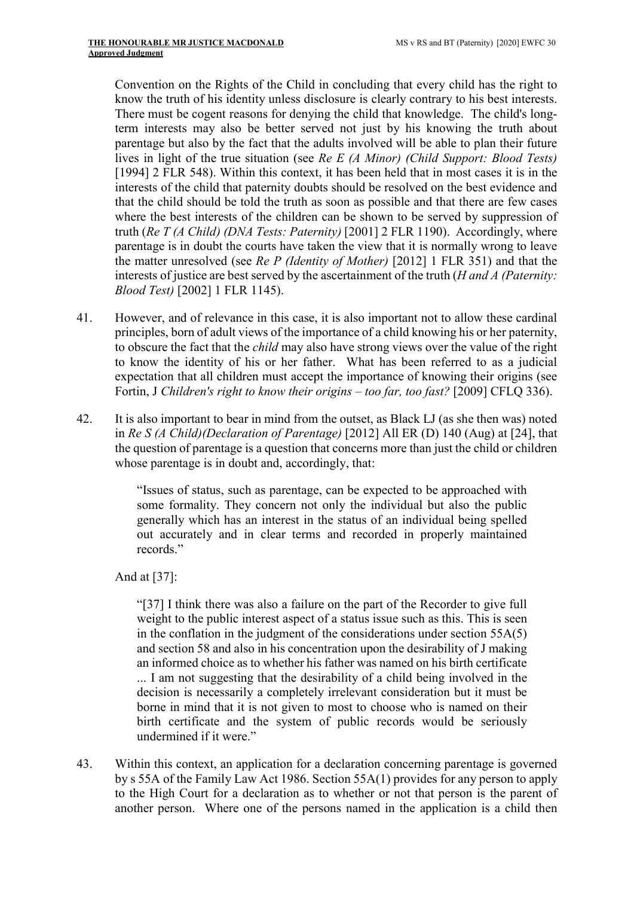Convention on the Rights of the Child in concluding that every child has the right to know the truth of his identity unless disclosure is clearly contrary to his best interests. There must be cogent reasons for denying the child that knowledge. The child's long-term interests may also be better served not just by his knowing the truth about parentage but also by the fact that the adults involved will be able to plan their future lives in light of the true situation (see *Re E (A Minor) (Child Support: Blood Tests)* [1994] 2 FLR 548). Within this context, it has been held that in most cases it is in the interests of the child that paternity doubts should be resolved on the best evidence and that the child should be told the truth as soon as possible and that there are few cases where the best interests of the children can be shown to be served by suppression of truth (*Re T (A Child) (DNA Tests: Paternity)* [2001] 2 FLR 1190). Accordingly, where parentage is in doubt the courts have taken the view that it is normally wrong to leave the matter unresolved (see *Re P (Identity of Mother)* [2012] 1 FLR 351) and that the interests of justice are best served by the ascertainment of the truth (*H and A (Paternity: Blood Test)* [2002] 1 FLR 1145).

41. However, and of relevance in this case, it is also important not to allow these cardinal principles, born of adult views of the importance of a child knowing his or her paternity, to obscure the fact that the *child* may also have strong views over the value of the right to know the identity of his or her father. What has been referred to as a judicial expectation that all children must accept the importance of knowing their origins (see Fortin, J *Children's right to know their origins – too far, too fast?* [2009] CFLQ 336).

42. It is also important to bear in mind from the outset, as Black LJ (as she then was) noted in *Re S (A Child)(Declaration of Parentage)* [2012] All ER (D) 140 (Aug) at [24], that the question of parentage is a question that concerns more than just the child or children whose parentage is in doubt and, accordingly, that:

> "Issues of status, such as parentage, can be expected to be approached with some formality. They concern not only the individual but also the public generally which has an interest in the status of an individual being spelled out accurately and in clear terms and recorded in properly maintained records."

And at [37]:

> "[37] I think there was also a failure on the part of the Recorder to give full weight to the public interest aspect of a status issue such as this. This is seen in the conflation in the judgment of the considerations under section 55A(5) and section 58 and also in his concentration upon the desirability of J making an informed choice as to whether his father was named on his birth certificate ... I am not suggesting that the desirability of a child being involved in the decision is necessarily a completely irrelevant consideration but it must be borne in mind that it is not given to most to choose who is named on their birth certificate and the system of public records would be seriously undermined if it were."

43. Within this context, an application for a declaration concerning parentage is governed by s 55A of the Family Law Act 1986. Section 55A(1) provides for any person to apply to the High Court for a declaration as to whether or not that person is the parent of another person. Where one of the persons named in the application is a child then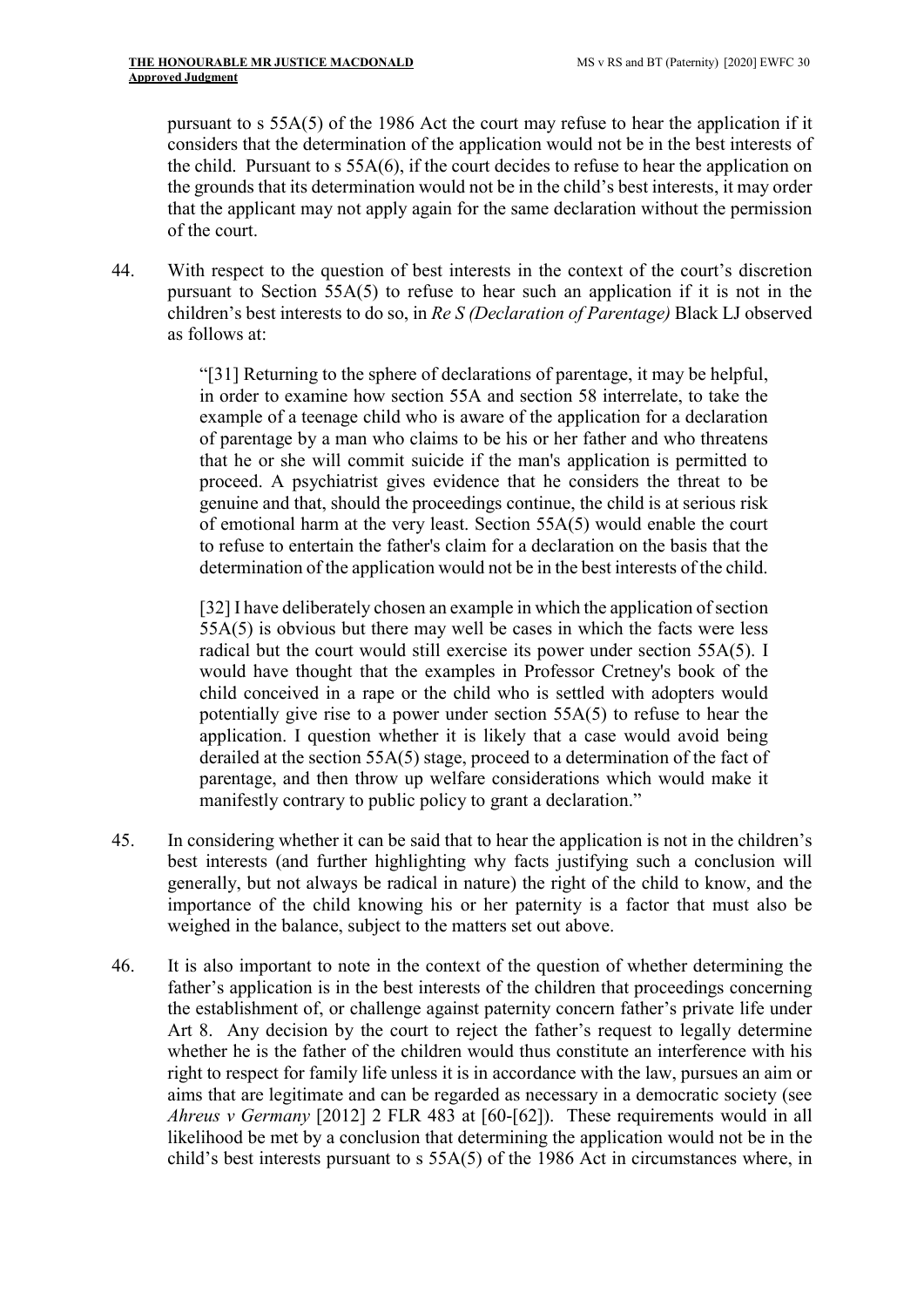pursuant to s 55A(5) of the 1986 Act the court may refuse to hear the application if it considers that the determination of the application would not be in the best interests of the child. Pursuant to s 55A(6), if the court decides to refuse to hear the application on the grounds that its determination would not be in the child's best interests, it may order that the applicant may not apply again for the same declaration without the permission of the court.

44. With respect to the question of best interests in the context of the court's discretion pursuant to Section 55A(5) to refuse to hear such an application if it is not in the children's best interests to do so, in *Re S (Declaration of Parentage)* Black LJ observed as follows at:

> "[31] Returning to the sphere of declarations of parentage, it may be helpful, in order to examine how section 55A and section 58 interrelate, to take the example of a teenage child who is aware of the application for a declaration of parentage by a man who claims to be his or her father and who threatens that he or she will commit suicide if the man's application is permitted to proceed. A psychiatrist gives evidence that he considers the threat to be genuine and that, should the proceedings continue, the child is at serious risk of emotional harm at the very least. Section 55A(5) would enable the court to refuse to entertain the father's claim for a declaration on the basis that the determination of the application would not be in the best interests of the child.
>
> [32] I have deliberately chosen an example in which the application of section 55A(5) is obvious but there may well be cases in which the facts were less radical but the court would still exercise its power under section 55A(5). I would have thought that the examples in Professor Cretney's book of the child conceived in a rape or the child who is settled with adopters would potentially give rise to a power under section 55A(5) to refuse to hear the application. I question whether it is likely that a case would avoid being derailed at the section 55A(5) stage, proceed to a determination of the fact of parentage, and then throw up welfare considerations which would make it manifestly contrary to public policy to grant a declaration."

45. In considering whether it can be said that to hear the application is not in the children's best interests (and further highlighting why facts justifying such a conclusion will generally, but not always be radical in nature) the right of the child to know, and the importance of the child knowing his or her paternity is a factor that must also be weighed in the balance, subject to the matters set out above.

46. It is also important to note in the context of the question of whether determining the father's application is in the best interests of the children that proceedings concerning the establishment of, or challenge against paternity concern father's private life under Art 8. Any decision by the court to reject the father's request to legally determine whether he is the father of the children would thus constitute an interference with his right to respect for family life unless it is in accordance with the law, pursues an aim or aims that are legitimate and can be regarded as necessary in a democratic society (see *Ahreus v Germany* [2012] 2 FLR 483 at [60-[62]). These requirements would in all likelihood be met by a conclusion that determining the application would not be in the child's best interests pursuant to s 55A(5) of the 1986 Act in circumstances where, in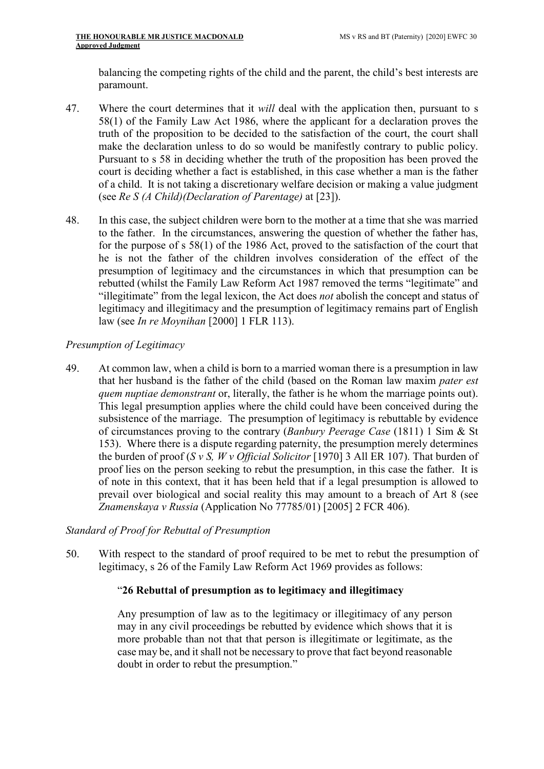balancing the competing rights of the child and the parent, the child's best interests are paramount.

47. Where the court determines that it *will* deal with the application then, pursuant to s 58(1) of the Family Law Act 1986, where the applicant for a declaration proves the truth of the proposition to be decided to the satisfaction of the court, the court shall make the declaration unless to do so would be manifestly contrary to public policy. Pursuant to s 58 in deciding whether the truth of the proposition has been proved the court is deciding whether a fact is established, in this case whether a man is the father of a child. It is not taking a discretionary welfare decision or making a value judgment (see *Re S (A Child)(Declaration of Parentage)* at [23]).

48. In this case, the subject children were born to the mother at a time that she was married to the father. In the circumstances, answering the question of whether the father has, for the purpose of s 58(1) of the 1986 Act, proved to the satisfaction of the court that he is not the father of the children involves consideration of the effect of the presumption of legitimacy and the circumstances in which that presumption can be rebutted (whilst the Family Law Reform Act 1987 removed the terms "legitimate" and "illegitimate" from the legal lexicon, the Act does *not* abolish the concept and status of legitimacy and illegitimacy and the presumption of legitimacy remains part of English law (see *In re Moynihan* [2000] 1 FLR 113).

*Presumption of Legitimacy*

49. At common law, when a child is born to a married woman there is a presumption in law that her husband is the father of the child (based on the Roman law maxim *pater est quem nuptiae demonstrant* or, literally, the father is he whom the marriage points out). This legal presumption applies where the child could have been conceived during the subsistence of the marriage. The presumption of legitimacy is rebuttable by evidence of circumstances proving to the contrary (*Banbury Peerage Case* (1811) 1 Sim & St 153). Where there is a dispute regarding paternity, the presumption merely determines the burden of proof (*S v S, W v Official Solicitor* [1970] 3 All ER 107). That burden of proof lies on the person seeking to rebut the presumption, in this case the father. It is of note in this context, that it has been held that if a legal presumption is allowed to prevail over biological and social reality this may amount to a breach of Art 8 (see *Znamenskaya v Russia* (Application No 77785/01) [2005] 2 FCR 406).

*Standard of Proof for Rebuttal of Presumption*

50. With respect to the standard of proof required to be met to rebut the presumption of legitimacy, s 26 of the Family Law Reform Act 1969 provides as follows:

> "**26 Rebuttal of presumption as to legitimacy and illegitimacy**
>
> Any presumption of law as to the legitimacy or illegitimacy of any person may in any civil proceedings be rebutted by evidence which shows that it is more probable than not that that person is illegitimate or legitimate, as the case may be, and it shall not be necessary to prove that fact beyond reasonable doubt in order to rebut the presumption."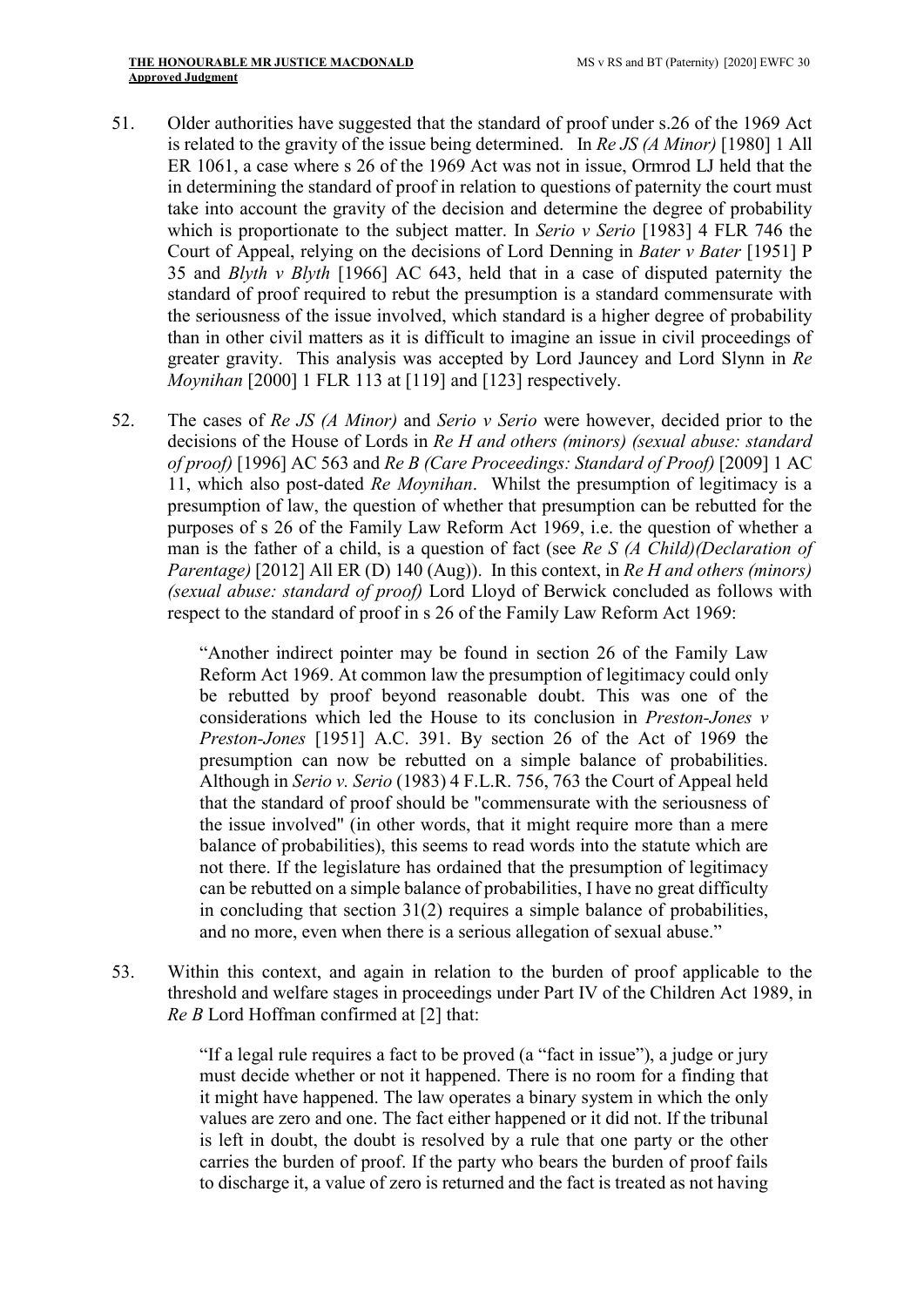51. Older authorities have suggested that the standard of proof under s.26 of the 1969 Act is related to the gravity of the issue being determined. In *Re JS (A Minor)* [1980] 1 All ER 1061, a case where s 26 of the 1969 Act was not in issue, Ormrod LJ held that the in determining the standard of proof in relation to questions of paternity the court must take into account the gravity of the decision and determine the degree of probability which is proportionate to the subject matter. In *Serio v Serio* [1983] 4 FLR 746 the Court of Appeal, relying on the decisions of Lord Denning in *Bater v Bater* [1951] P 35 and *Blyth v Blyth* [1966] AC 643, held that in a case of disputed paternity the standard of proof required to rebut the presumption is a standard commensurate with the seriousness of the issue involved, which standard is a higher degree of probability than in other civil matters as it is difficult to imagine an issue in civil proceedings of greater gravity. This analysis was accepted by Lord Jauncey and Lord Slynn in *Re Moynihan* [2000] 1 FLR 113 at [119] and [123] respectively.

52. The cases of *Re JS (A Minor)* and *Serio v Serio* were however, decided prior to the decisions of the House of Lords in *Re H and others (minors) (sexual abuse: standard of proof)* [1996] AC 563 and *Re B (Care Proceedings: Standard of Proof)* [2009] 1 AC 11, which also post-dated *Re Moynihan*. Whilst the presumption of legitimacy is a presumption of law, the question of whether that presumption can be rebutted for the purposes of s 26 of the Family Law Reform Act 1969, i.e. the question of whether a man is the father of a child, is a question of fact (see *Re S (A Child)(Declaration of Parentage)* [2012] All ER (D) 140 (Aug)). In this context, in *Re H and others (minors) (sexual abuse: standard of proof)* Lord Lloyd of Berwick concluded as follows with respect to the standard of proof in s 26 of the Family Law Reform Act 1969:

> "Another indirect pointer may be found in section 26 of the Family Law Reform Act 1969. At common law the presumption of legitimacy could only be rebutted by proof beyond reasonable doubt. This was one of the considerations which led the House to its conclusion in *Preston-Jones v Preston-Jones* [1951] A.C. 391. By section 26 of the Act of 1969 the presumption can now be rebutted on a simple balance of probabilities. Although in *Serio v. Serio* (1983) 4 F.L.R. 756, 763 the Court of Appeal held that the standard of proof should be "commensurate with the seriousness of the issue involved" (in other words, that it might require more than a mere balance of probabilities), this seems to read words into the statute which are not there. If the legislature has ordained that the presumption of legitimacy can be rebutted on a simple balance of probabilities, I have no great difficulty in concluding that section 31(2) requires a simple balance of probabilities, and no more, even when there is a serious allegation of sexual abuse."

53. Within this context, and again in relation to the burden of proof applicable to the threshold and welfare stages in proceedings under Part IV of the Children Act 1989, in *Re B* Lord Hoffman confirmed at [2] that:

> "If a legal rule requires a fact to be proved (a "fact in issue"), a judge or jury must decide whether or not it happened. There is no room for a finding that it might have happened. The law operates a binary system in which the only values are zero and one. The fact either happened or it did not. If the tribunal is left in doubt, the doubt is resolved by a rule that one party or the other carries the burden of proof. If the party who bears the burden of proof fails to discharge it, a value of zero is returned and the fact is treated as not having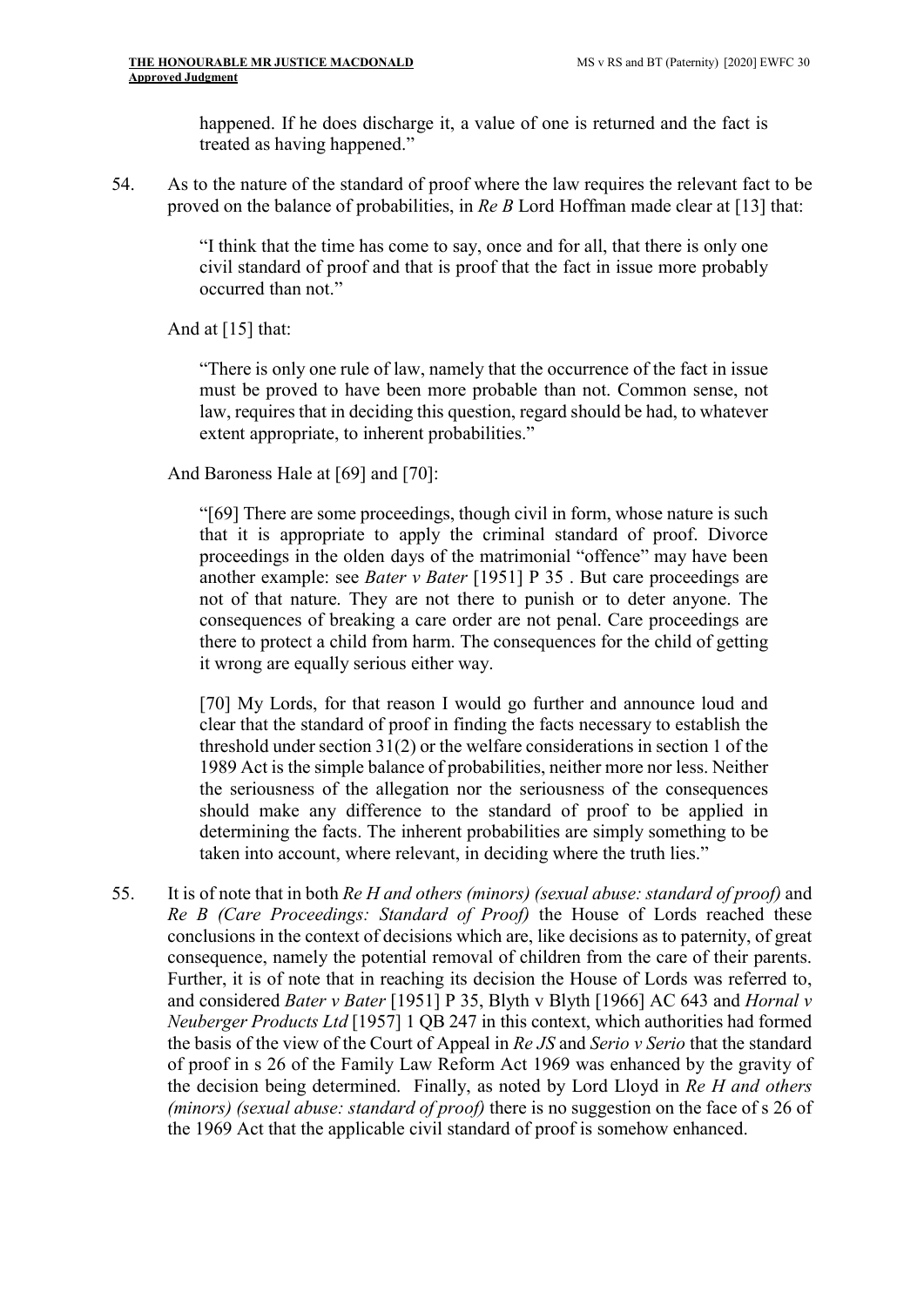happened. If he does discharge it, a value of one is returned and the fact is treated as having happened."

54. As to the nature of the standard of proof where the law requires the relevant fact to be proved on the balance of probabilities, in *Re B* Lord Hoffman made clear at [13] that:

> "I think that the time has come to say, once and for all, that there is only one civil standard of proof and that is proof that the fact in issue more probably occurred than not."

And at [15] that:

> "There is only one rule of law, namely that the occurrence of the fact in issue must be proved to have been more probable than not. Common sense, not law, requires that in deciding this question, regard should be had, to whatever extent appropriate, to inherent probabilities."

And Baroness Hale at [69] and [70]:

> "[69] There are some proceedings, though civil in form, whose nature is such that it is appropriate to apply the criminal standard of proof. Divorce proceedings in the olden days of the matrimonial "offence" may have been another example: see *Bater v Bater* [1951] P 35 . But care proceedings are not of that nature. They are not there to punish or to deter anyone. The consequences of breaking a care order are not penal. Care proceedings are there to protect a child from harm. The consequences for the child of getting it wrong are equally serious either way.
>
> [70] My Lords, for that reason I would go further and announce loud and clear that the standard of proof in finding the facts necessary to establish the threshold under section 31(2) or the welfare considerations in section 1 of the 1989 Act is the simple balance of probabilities, neither more nor less. Neither the seriousness of the allegation nor the seriousness of the consequences should make any difference to the standard of proof to be applied in determining the facts. The inherent probabilities are simply something to be taken into account, where relevant, in deciding where the truth lies."

55. It is of note that in both *Re H and others (minors) (sexual abuse: standard of proof)* and *Re B (Care Proceedings: Standard of Proof)* the House of Lords reached these conclusions in the context of decisions which are, like decisions as to paternity, of great consequence, namely the potential removal of children from the care of their parents. Further, it is of note that in reaching its decision the House of Lords was referred to, and considered *Bater v Bater* [1951] P 35, Blyth v Blyth [1966] AC 643 and *Hornal v Neuberger Products Ltd* [1957] 1 QB 247 in this context, which authorities had formed the basis of the view of the Court of Appeal in *Re JS* and *Serio v Serio* that the standard of proof in s 26 of the Family Law Reform Act 1969 was enhanced by the gravity of the decision being determined. Finally, as noted by Lord Lloyd in *Re H and others (minors) (sexual abuse: standard of proof)* there is no suggestion on the face of s 26 of the 1969 Act that the applicable civil standard of proof is somehow enhanced.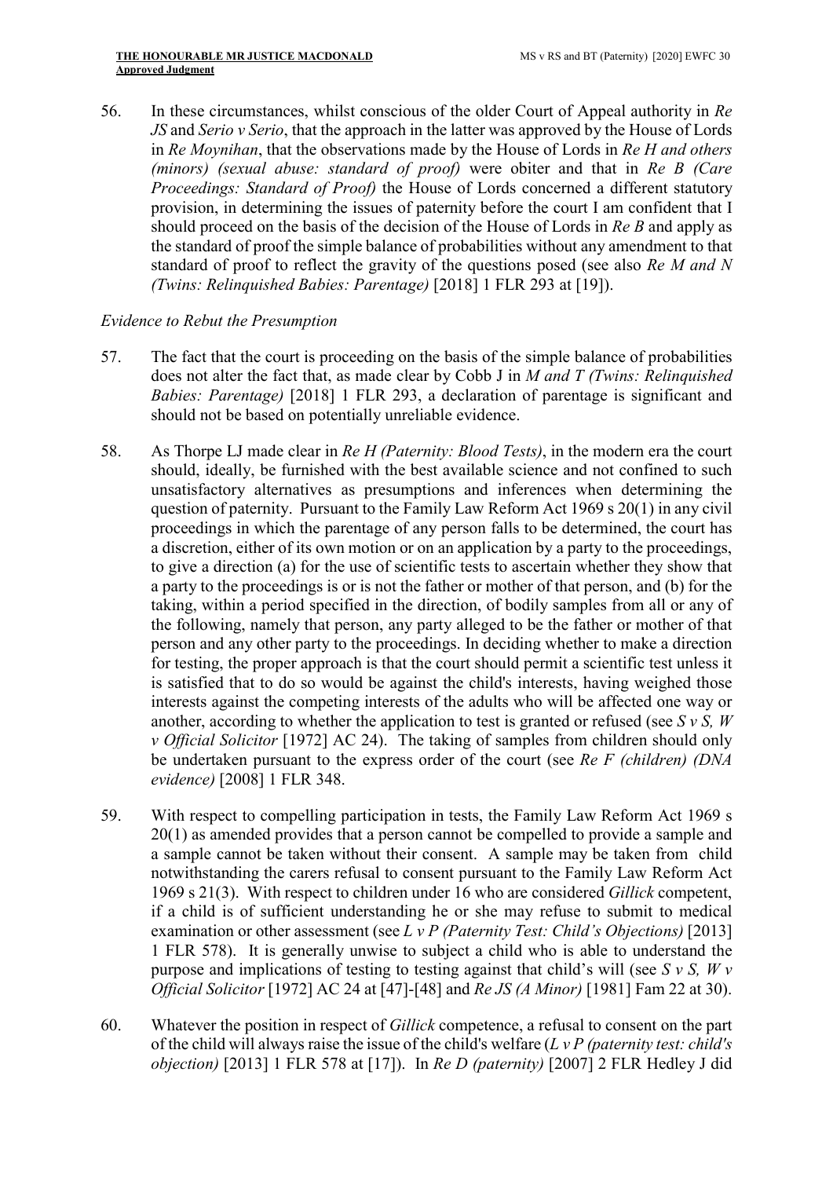56. In these circumstances, whilst conscious of the older Court of Appeal authority in *Re JS* and *Serio v Serio*, that the approach in the latter was approved by the House of Lords in *Re Moynihan*, that the observations made by the House of Lords in *Re H and others (minors) (sexual abuse: standard of proof)* were obiter and that in *Re B (Care Proceedings: Standard of Proof)* the House of Lords concerned a different statutory provision, in determining the issues of paternity before the court I am confident that I should proceed on the basis of the decision of the House of Lords in *Re B* and apply as the standard of proof the simple balance of probabilities without any amendment to that standard of proof to reflect the gravity of the questions posed (see also *Re M and N (Twins: Relinquished Babies: Parentage)* [2018] 1 FLR 293 at [19]).

*Evidence to Rebut the Presumption*

57. The fact that the court is proceeding on the basis of the simple balance of probabilities does not alter the fact that, as made clear by Cobb J in *M and T (Twins: Relinquished Babies: Parentage)* [2018] 1 FLR 293, a declaration of parentage is significant and should not be based on potentially unreliable evidence.

58. As Thorpe LJ made clear in *Re H (Paternity: Blood Tests)*, in the modern era the court should, ideally, be furnished with the best available science and not confined to such unsatisfactory alternatives as presumptions and inferences when determining the question of paternity. Pursuant to the Family Law Reform Act 1969 s 20(1) in any civil proceedings in which the parentage of any person falls to be determined, the court has a discretion, either of its own motion or on an application by a party to the proceedings, to give a direction (a) for the use of scientific tests to ascertain whether they show that a party to the proceedings is or is not the father or mother of that person, and (b) for the taking, within a period specified in the direction, of bodily samples from all or any of the following, namely that person, any party alleged to be the father or mother of that person and any other party to the proceedings. In deciding whether to make a direction for testing, the proper approach is that the court should permit a scientific test unless it is satisfied that to do so would be against the child's interests, having weighed those interests against the competing interests of the adults who will be affected one way or another, according to whether the application to test is granted or refused (see *S v S, W v Official Solicitor* [1972] AC 24). The taking of samples from children should only be undertaken pursuant to the express order of the court (see *Re F (children) (DNA evidence)* [2008] 1 FLR 348.

59. With respect to compelling participation in tests, the Family Law Reform Act 1969 s 20(1) as amended provides that a person cannot be compelled to provide a sample and a sample cannot be taken without their consent. A sample may be taken from child notwithstanding the carers refusal to consent pursuant to the Family Law Reform Act 1969 s 21(3). With respect to children under 16 who are considered *Gillick* competent, if a child is of sufficient understanding he or she may refuse to submit to medical examination or other assessment (see *L v P (Paternity Test: Child's Objections)* [2013] 1 FLR 578). It is generally unwise to subject a child who is able to understand the purpose and implications of testing to testing against that child's will (see *S v S, W v Official Solicitor* [1972] AC 24 at [47]-[48] and *Re JS (A Minor)* [1981] Fam 22 at 30).

60. Whatever the position in respect of *Gillick* competence, a refusal to consent on the part of the child will always raise the issue of the child's welfare (*L v P (paternity test: child's objection)* [2013] 1 FLR 578 at [17]). In *Re D (paternity)* [2007] 2 FLR Hedley J did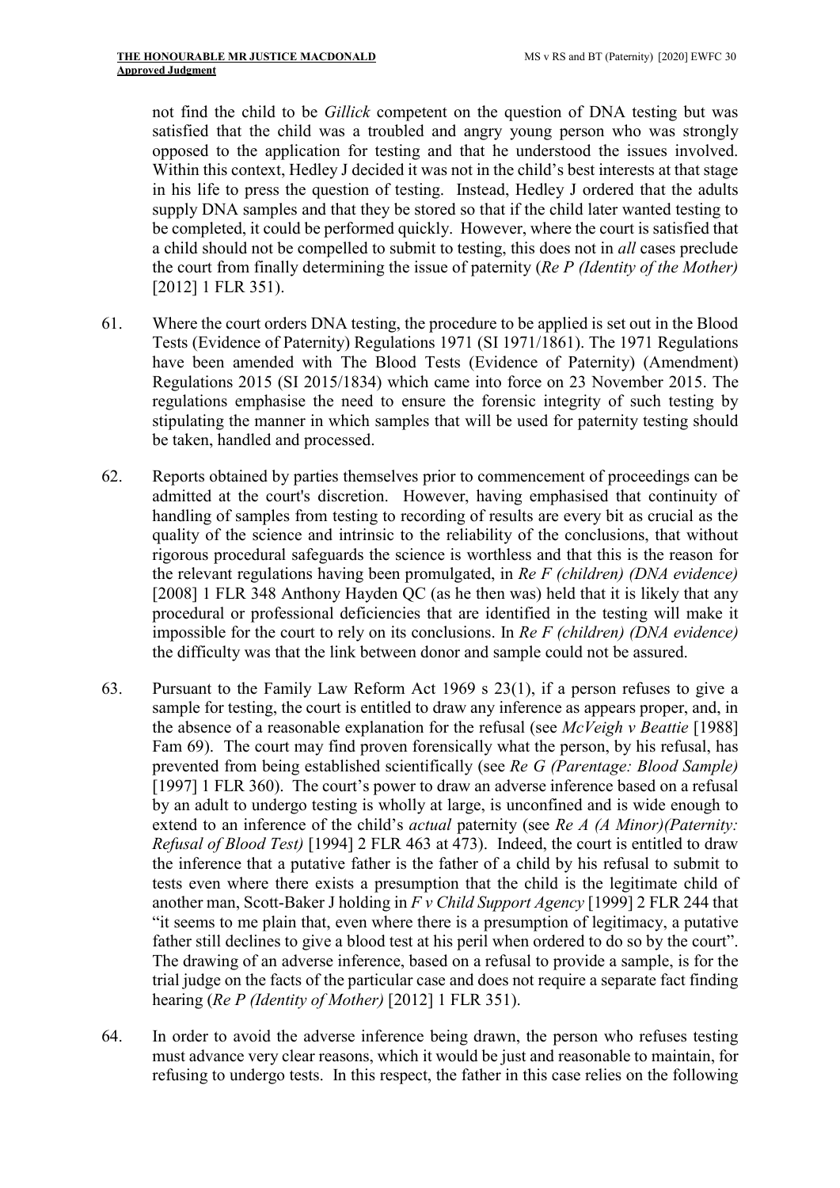not find the child to be *Gillick* competent on the question of DNA testing but was satisfied that the child was a troubled and angry young person who was strongly opposed to the application for testing and that he understood the issues involved. Within this context, Hedley J decided it was not in the child's best interests at that stage in his life to press the question of testing. Instead, Hedley J ordered that the adults supply DNA samples and that they be stored so that if the child later wanted testing to be completed, it could be performed quickly. However, where the court is satisfied that a child should not be compelled to submit to testing, this does not in *all* cases preclude the court from finally determining the issue of paternity (*Re P (Identity of the Mother)* [2012] 1 FLR 351).

61. Where the court orders DNA testing, the procedure to be applied is set out in the Blood Tests (Evidence of Paternity) Regulations 1971 (SI 1971/1861). The 1971 Regulations have been amended with The Blood Tests (Evidence of Paternity) (Amendment) Regulations 2015 (SI 2015/1834) which came into force on 23 November 2015. The regulations emphasise the need to ensure the forensic integrity of such testing by stipulating the manner in which samples that will be used for paternity testing should be taken, handled and processed.

62. Reports obtained by parties themselves prior to commencement of proceedings can be admitted at the court's discretion. However, having emphasised that continuity of handling of samples from testing to recording of results are every bit as crucial as the quality of the science and intrinsic to the reliability of the conclusions, that without rigorous procedural safeguards the science is worthless and that this is the reason for the relevant regulations having been promulgated, in *Re F (children) (DNA evidence)* [2008] 1 FLR 348 Anthony Hayden QC (as he then was) held that it is likely that any procedural or professional deficiencies that are identified in the testing will make it impossible for the court to rely on its conclusions. In *Re F (children) (DNA evidence)* the difficulty was that the link between donor and sample could not be assured.

63. Pursuant to the Family Law Reform Act 1969 s 23(1), if a person refuses to give a sample for testing, the court is entitled to draw any inference as appears proper, and, in the absence of a reasonable explanation for the refusal (see *McVeigh v Beattie* [1988] Fam 69). The court may find proven forensically what the person, by his refusal, has prevented from being established scientifically (see *Re G (Parentage: Blood Sample)* [1997] 1 FLR 360). The court's power to draw an adverse inference based on a refusal by an adult to undergo testing is wholly at large, is unconfined and is wide enough to extend to an inference of the child's *actual* paternity (see *Re A (A Minor)(Paternity: Refusal of Blood Test)* [1994] 2 FLR 463 at 473). Indeed, the court is entitled to draw the inference that a putative father is the father of a child by his refusal to submit to tests even where there exists a presumption that the child is the legitimate child of another man, Scott-Baker J holding in *F v Child Support Agency* [1999] 2 FLR 244 that "it seems to me plain that, even where there is a presumption of legitimacy, a putative father still declines to give a blood test at his peril when ordered to do so by the court". The drawing of an adverse inference, based on a refusal to provide a sample, is for the trial judge on the facts of the particular case and does not require a separate fact finding hearing (*Re P (Identity of Mother)* [2012] 1 FLR 351).

64. In order to avoid the adverse inference being drawn, the person who refuses testing must advance very clear reasons, which it would be just and reasonable to maintain, for refusing to undergo tests. In this respect, the father in this case relies on the following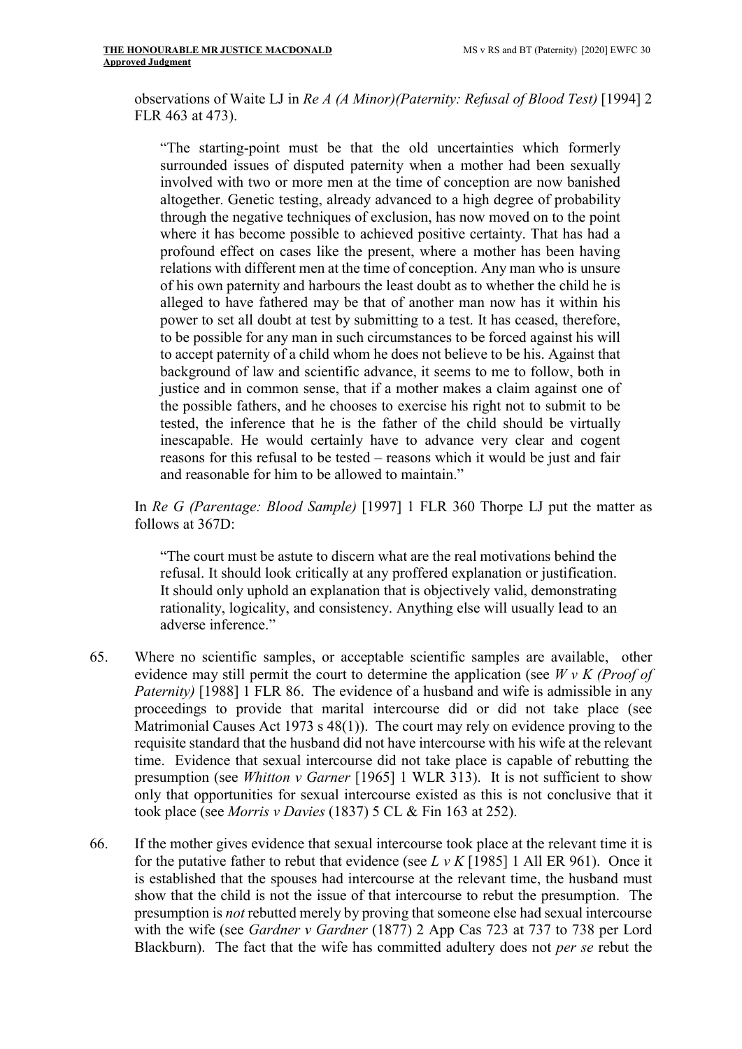observations of Waite LJ in *Re A (A Minor)(Paternity: Refusal of Blood Test)* [1994] 2 FLR 463 at 473).

> "The starting-point must be that the old uncertainties which formerly surrounded issues of disputed paternity when a mother had been sexually involved with two or more men at the time of conception are now banished altogether. Genetic testing, already advanced to a high degree of probability through the negative techniques of exclusion, has now moved on to the point where it has become possible to achieved positive certainty. That has had a profound effect on cases like the present, where a mother has been having relations with different men at the time of conception. Any man who is unsure of his own paternity and harbours the least doubt as to whether the child he is alleged to have fathered may be that of another man now has it within his power to set all doubt at test by submitting to a test. It has ceased, therefore, to be possible for any man in such circumstances to be forced against his will to accept paternity of a child whom he does not believe to be his. Against that background of law and scientific advance, it seems to me to follow, both in justice and in common sense, that if a mother makes a claim against one of the possible fathers, and he chooses to exercise his right not to submit to be tested, the inference that he is the father of the child should be virtually inescapable. He would certainly have to advance very clear and cogent reasons for this refusal to be tested – reasons which it would be just and fair and reasonable for him to be allowed to maintain."

In *Re G (Parentage: Blood Sample)* [1997] 1 FLR 360 Thorpe LJ put the matter as follows at 367D:

> "The court must be astute to discern what are the real motivations behind the refusal. It should look critically at any proffered explanation or justification. It should only uphold an explanation that is objectively valid, demonstrating rationality, logicality, and consistency. Anything else will usually lead to an adverse inference."

65. Where no scientific samples, or acceptable scientific samples are available, other evidence may still permit the court to determine the application (see *W v K (Proof of Paternity)* [1988] 1 FLR 86. The evidence of a husband and wife is admissible in any proceedings to provide that marital intercourse did or did not take place (see Matrimonial Causes Act 1973 s 48(1)). The court may rely on evidence proving to the requisite standard that the husband did not have intercourse with his wife at the relevant time. Evidence that sexual intercourse did not take place is capable of rebutting the presumption (see *Whitton v Garner* [1965] 1 WLR 313). It is not sufficient to show only that opportunities for sexual intercourse existed as this is not conclusive that it took place (see *Morris v Davies* (1837) 5 CL & Fin 163 at 252).

66. If the mother gives evidence that sexual intercourse took place at the relevant time it is for the putative father to rebut that evidence (see *L v K* [1985] 1 All ER 961). Once it is established that the spouses had intercourse at the relevant time, the husband must show that the child is not the issue of that intercourse to rebut the presumption. The presumption is *not* rebutted merely by proving that someone else had sexual intercourse with the wife (see *Gardner v Gardner* (1877) 2 App Cas 723 at 737 to 738 per Lord Blackburn). The fact that the wife has committed adultery does not *per se* rebut the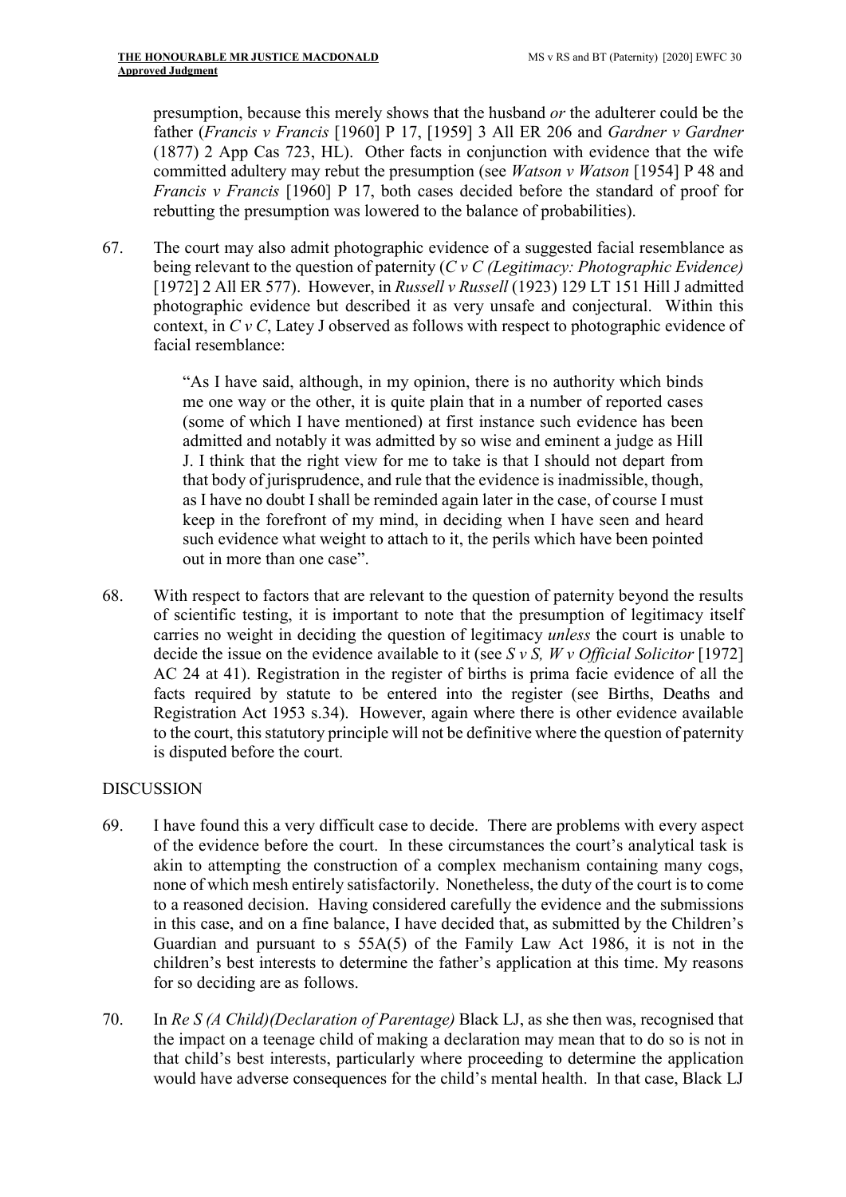presumption, because this merely shows that the husband *or* the adulterer could be the father (*Francis v Francis* [1960] P 17, [1959] 3 All ER 206 and *Gardner v Gardner* (1877) 2 App Cas 723, HL). Other facts in conjunction with evidence that the wife committed adultery may rebut the presumption (see *Watson v Watson* [1954] P 48 and *Francis v Francis* [1960] P 17, both cases decided before the standard of proof for rebutting the presumption was lowered to the balance of probabilities).

67. The court may also admit photographic evidence of a suggested facial resemblance as being relevant to the question of paternity (*C v C (Legitimacy: Photographic Evidence)* [1972] 2 All ER 577). However, in *Russell v Russell* (1923) 129 LT 151 Hill J admitted photographic evidence but described it as very unsafe and conjectural. Within this context, in *C v C*, Latey J observed as follows with respect to photographic evidence of facial resemblance:

> "As I have said, although, in my opinion, there is no authority which binds me one way or the other, it is quite plain that in a number of reported cases (some of which I have mentioned) at first instance such evidence has been admitted and notably it was admitted by so wise and eminent a judge as Hill J. I think that the right view for me to take is that I should not depart from that body of jurisprudence, and rule that the evidence is inadmissible, though, as I have no doubt I shall be reminded again later in the case, of course I must keep in the forefront of my mind, in deciding when I have seen and heard such evidence what weight to attach to it, the perils which have been pointed out in more than one case".

68. With respect to factors that are relevant to the question of paternity beyond the results of scientific testing, it is important to note that the presumption of legitimacy itself carries no weight in deciding the question of legitimacy *unless* the court is unable to decide the issue on the evidence available to it (see *S v S, W v Official Solicitor* [1972] AC 24 at 41). Registration in the register of births is prima facie evidence of all the facts required by statute to be entered into the register (see Births, Deaths and Registration Act 1953 s.34). However, again where there is other evidence available to the court, this statutory principle will not be definitive where the question of paternity is disputed before the court.

## DISCUSSION

69. I have found this a very difficult case to decide. There are problems with every aspect of the evidence before the court. In these circumstances the court's analytical task is akin to attempting the construction of a complex mechanism containing many cogs, none of which mesh entirely satisfactorily. Nonetheless, the duty of the court is to come to a reasoned decision. Having considered carefully the evidence and the submissions in this case, and on a fine balance, I have decided that, as submitted by the Children's Guardian and pursuant to s 55A(5) of the Family Law Act 1986, it is not in the children's best interests to determine the father's application at this time. My reasons for so deciding are as follows.

70. In *Re S (A Child)(Declaration of Parentage)* Black LJ, as she then was, recognised that the impact on a teenage child of making a declaration may mean that to do so is not in that child's best interests, particularly where proceeding to determine the application would have adverse consequences for the child's mental health. In that case, Black LJ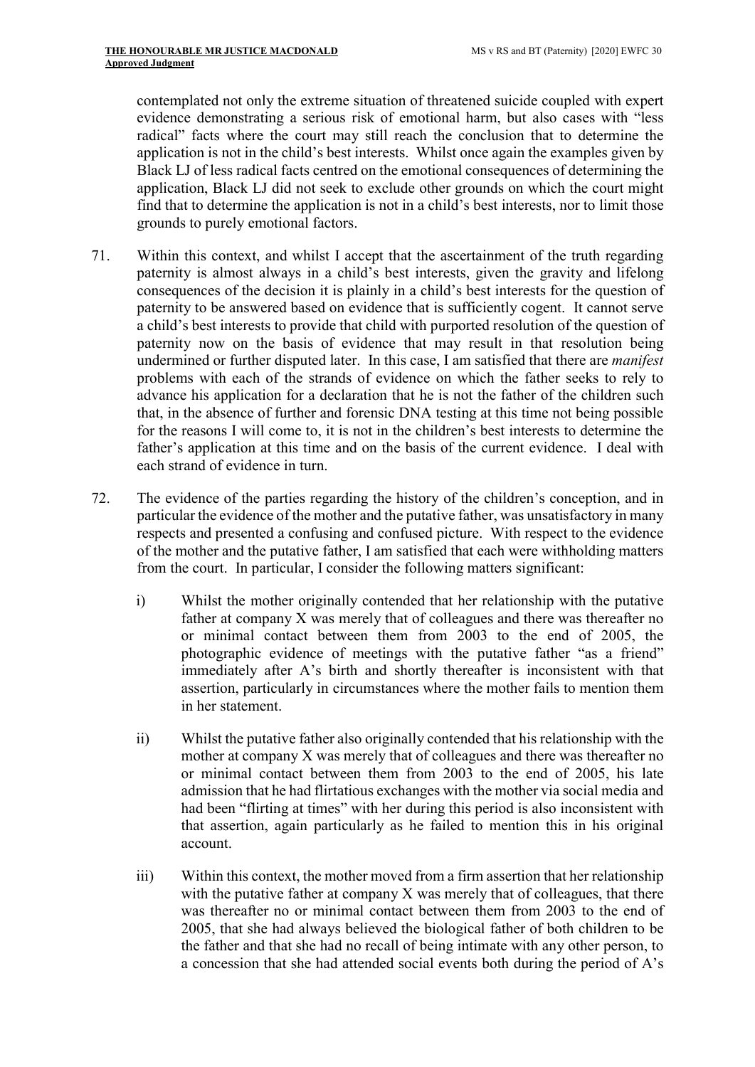contemplated not only the extreme situation of threatened suicide coupled with expert evidence demonstrating a serious risk of emotional harm, but also cases with "less radical" facts where the court may still reach the conclusion that to determine the application is not in the child's best interests. Whilst once again the examples given by Black LJ of less radical facts centred on the emotional consequences of determining the application, Black LJ did not seek to exclude other grounds on which the court might find that to determine the application is not in a child's best interests, nor to limit those grounds to purely emotional factors.

71. Within this context, and whilst I accept that the ascertainment of the truth regarding paternity is almost always in a child's best interests, given the gravity and lifelong consequences of the decision it is plainly in a child's best interests for the question of paternity to be answered based on evidence that is sufficiently cogent. It cannot serve a child's best interests to provide that child with purported resolution of the question of paternity now on the basis of evidence that may result in that resolution being undermined or further disputed later. In this case, I am satisfied that there are *manifest* problems with each of the strands of evidence on which the father seeks to rely to advance his application for a declaration that he is not the father of the children such that, in the absence of further and forensic DNA testing at this time not being possible for the reasons I will come to, it is not in the children's best interests to determine the father's application at this time and on the basis of the current evidence. I deal with each strand of evidence in turn.

72. The evidence of the parties regarding the history of the children's conception, and in particular the evidence of the mother and the putative father, was unsatisfactory in many respects and presented a confusing and confused picture. With respect to the evidence of the mother and the putative father, I am satisfied that each were withholding matters from the court. In particular, I consider the following matters significant:

    i) Whilst the mother originally contended that her relationship with the putative father at company X was merely that of colleagues and there was thereafter no or minimal contact between them from 2003 to the end of 2005, the photographic evidence of meetings with the putative father "as a friend" immediately after A's birth and shortly thereafter is inconsistent with that assertion, particularly in circumstances where the mother fails to mention them in her statement.

    ii) Whilst the putative father also originally contended that his relationship with the mother at company X was merely that of colleagues and there was thereafter no or minimal contact between them from 2003 to the end of 2005, his late admission that he had flirtatious exchanges with the mother via social media and had been "flirting at times" with her during this period is also inconsistent with that assertion, again particularly as he failed to mention this in his original account.

    iii) Within this context, the mother moved from a firm assertion that her relationship with the putative father at company X was merely that of colleagues, that there was thereafter no or minimal contact between them from 2003 to the end of 2005, that she had always believed the biological father of both children to be the father and that she had no recall of being intimate with any other person, to a concession that she had attended social events both during the period of A's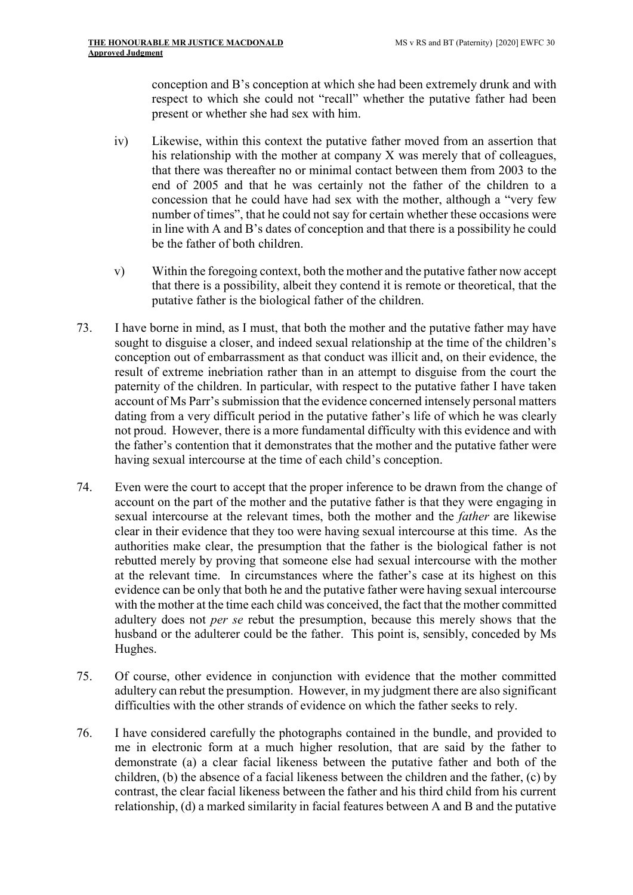conception and B's conception at which she had been extremely drunk and with respect to which she could not "recall" whether the putative father had been present or whether she had sex with him.

iv) Likewise, within this context the putative father moved from an assertion that his relationship with the mother at company X was merely that of colleagues, that there was thereafter no or minimal contact between them from 2003 to the end of 2005 and that he was certainly not the father of the children to a concession that he could have had sex with the mother, although a "very few number of times", that he could not say for certain whether these occasions were in line with A and B's dates of conception and that there is a possibility he could be the father of both children.

v) Within the foregoing context, both the mother and the putative father now accept that there is a possibility, albeit they contend it is remote or theoretical, that the putative father is the biological father of the children.

73. I have borne in mind, as I must, that both the mother and the putative father may have sought to disguise a closer, and indeed sexual relationship at the time of the children's conception out of embarrassment as that conduct was illicit and, on their evidence, the result of extreme inebriation rather than in an attempt to disguise from the court the paternity of the children. In particular, with respect to the putative father I have taken account of Ms Parr's submission that the evidence concerned intensely personal matters dating from a very difficult period in the putative father's life of which he was clearly not proud. However, there is a more fundamental difficulty with this evidence and with the father's contention that it demonstrates that the mother and the putative father were having sexual intercourse at the time of each child's conception.

74. Even were the court to accept that the proper inference to be drawn from the change of account on the part of the mother and the putative father is that they were engaging in sexual intercourse at the relevant times, both the mother and the *father* are likewise clear in their evidence that they too were having sexual intercourse at this time. As the authorities make clear, the presumption that the father is the biological father is not rebutted merely by proving that someone else had sexual intercourse with the mother at the relevant time. In circumstances where the father's case at its highest on this evidence can be only that both he and the putative father were having sexual intercourse with the mother at the time each child was conceived, the fact that the mother committed adultery does not *per se* rebut the presumption, because this merely shows that the husband or the adulterer could be the father. This point is, sensibly, conceded by Ms Hughes.

75. Of course, other evidence in conjunction with evidence that the mother committed adultery can rebut the presumption. However, in my judgment there are also significant difficulties with the other strands of evidence on which the father seeks to rely.

76. I have considered carefully the photographs contained in the bundle, and provided to me in electronic form at a much higher resolution, that are said by the father to demonstrate (a) a clear facial likeness between the putative father and both of the children, (b) the absence of a facial likeness between the children and the father, (c) by contrast, the clear facial likeness between the father and his third child from his current relationship, (d) a marked similarity in facial features between A and B and the putative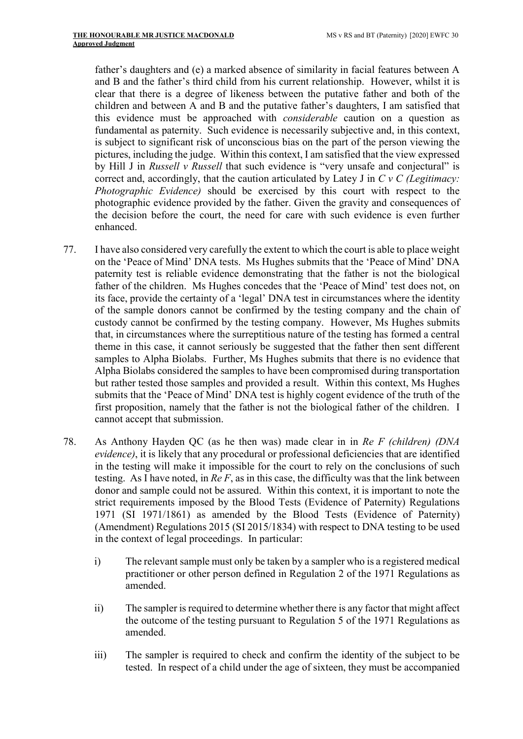father's daughters and (e) a marked absence of similarity in facial features between A and B and the father's third child from his current relationship. However, whilst it is clear that there is a degree of likeness between the putative father and both of the children and between A and B and the putative father's daughters, I am satisfied that this evidence must be approached with *considerable* caution on a question as fundamental as paternity. Such evidence is necessarily subjective and, in this context, is subject to significant risk of unconscious bias on the part of the person viewing the pictures, including the judge. Within this context, I am satisfied that the view expressed by Hill J in *Russell v Russell* that such evidence is "very unsafe and conjectural" is correct and, accordingly, that the caution articulated by Latey J in *C v C (Legitimacy: Photographic Evidence)* should be exercised by this court with respect to the photographic evidence provided by the father. Given the gravity and consequences of the decision before the court, the need for care with such evidence is even further enhanced.

77. I have also considered very carefully the extent to which the court is able to place weight on the 'Peace of Mind' DNA tests. Ms Hughes submits that the 'Peace of Mind' DNA paternity test is reliable evidence demonstrating that the father is not the biological father of the children. Ms Hughes concedes that the 'Peace of Mind' test does not, on its face, provide the certainty of a 'legal' DNA test in circumstances where the identity of the sample donors cannot be confirmed by the testing company and the chain of custody cannot be confirmed by the testing company. However, Ms Hughes submits that, in circumstances where the surreptitious nature of the testing has formed a central theme in this case, it cannot seriously be suggested that the father then sent different samples to Alpha Biolabs. Further, Ms Hughes submits that there is no evidence that Alpha Biolabs considered the samples to have been compromised during transportation but rather tested those samples and provided a result. Within this context, Ms Hughes submits that the 'Peace of Mind' DNA test is highly cogent evidence of the truth of the first proposition, namely that the father is not the biological father of the children. I cannot accept that submission.

78. As Anthony Hayden QC (as he then was) made clear in in *Re F (children) (DNA evidence)*, it is likely that any procedural or professional deficiencies that are identified in the testing will make it impossible for the court to rely on the conclusions of such testing. As I have noted, in *Re F*, as in this case, the difficulty was that the link between donor and sample could not be assured. Within this context, it is important to note the strict requirements imposed by the Blood Tests (Evidence of Paternity) Regulations 1971 (SI 1971/1861) as amended by the Blood Tests (Evidence of Paternity) (Amendment) Regulations 2015 (SI 2015/1834) with respect to DNA testing to be used in the context of legal proceedings. In particular:

    i) The relevant sample must only be taken by a sampler who is a registered medical practitioner or other person defined in Regulation 2 of the 1971 Regulations as amended.

    ii) The sampler is required to determine whether there is any factor that might affect the outcome of the testing pursuant to Regulation 5 of the 1971 Regulations as amended.

    iii) The sampler is required to check and confirm the identity of the subject to be tested. In respect of a child under the age of sixteen, they must be accompanied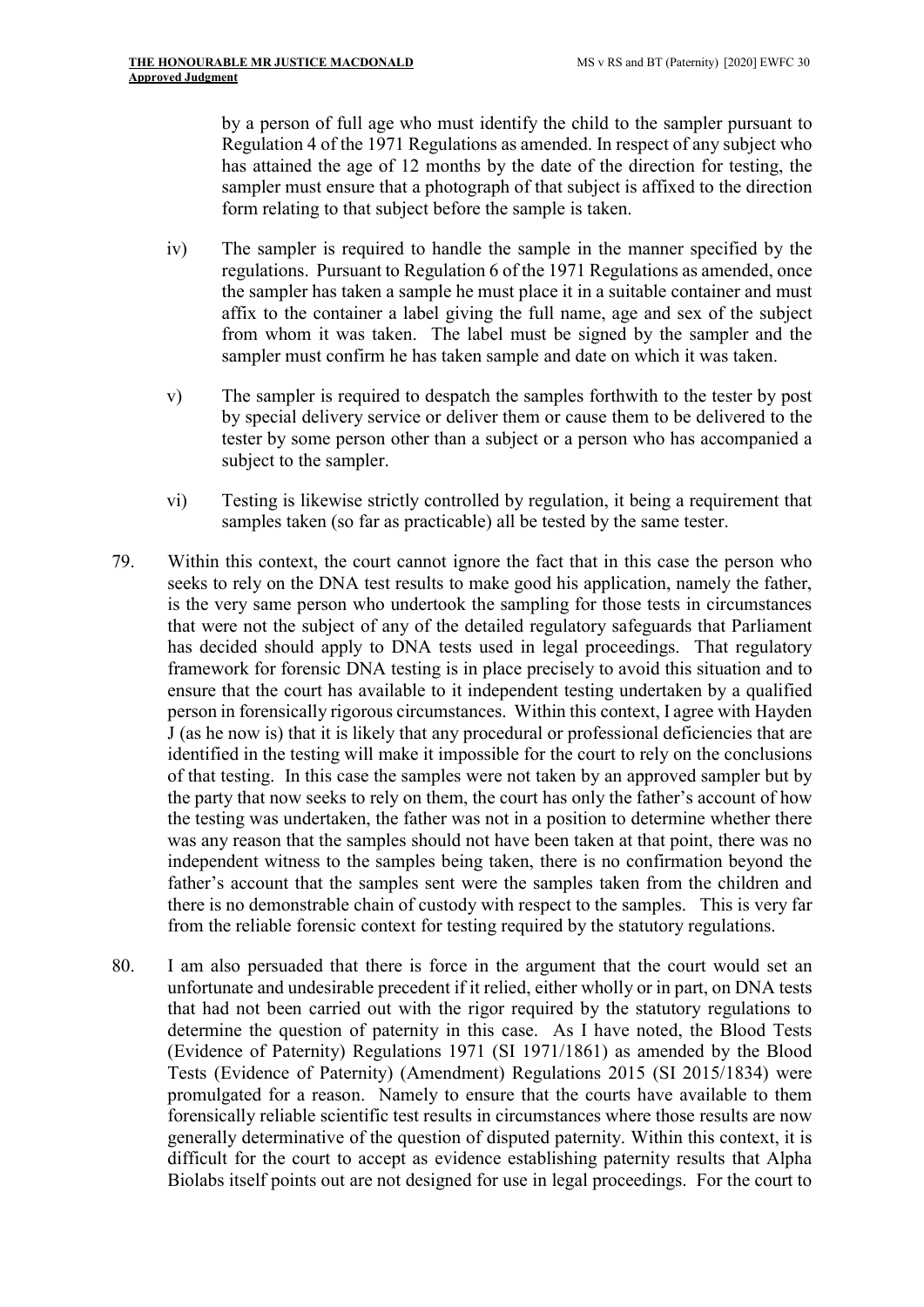by a person of full age who must identify the child to the sampler pursuant to Regulation 4 of the 1971 Regulations as amended. In respect of any subject who has attained the age of 12 months by the date of the direction for testing, the sampler must ensure that a photograph of that subject is affixed to the direction form relating to that subject before the sample is taken.

iv) The sampler is required to handle the sample in the manner specified by the regulations. Pursuant to Regulation 6 of the 1971 Regulations as amended, once the sampler has taken a sample he must place it in a suitable container and must affix to the container a label giving the full name, age and sex of the subject from whom it was taken. The label must be signed by the sampler and the sampler must confirm he has taken sample and date on which it was taken.

v) The sampler is required to despatch the samples forthwith to the tester by post by special delivery service or deliver them or cause them to be delivered to the tester by some person other than a subject or a person who has accompanied a subject to the sampler.

vi) Testing is likewise strictly controlled by regulation, it being a requirement that samples taken (so far as practicable) all be tested by the same tester.

79. Within this context, the court cannot ignore the fact that in this case the person who seeks to rely on the DNA test results to make good his application, namely the father, is the very same person who undertook the sampling for those tests in circumstances that were not the subject of any of the detailed regulatory safeguards that Parliament has decided should apply to DNA tests used in legal proceedings. That regulatory framework for forensic DNA testing is in place precisely to avoid this situation and to ensure that the court has available to it independent testing undertaken by a qualified person in forensically rigorous circumstances. Within this context, I agree with Hayden J (as he now is) that it is likely that any procedural or professional deficiencies that are identified in the testing will make it impossible for the court to rely on the conclusions of that testing. In this case the samples were not taken by an approved sampler but by the party that now seeks to rely on them, the court has only the father's account of how the testing was undertaken, the father was not in a position to determine whether there was any reason that the samples should not have been taken at that point, there was no independent witness to the samples being taken, there is no confirmation beyond the father's account that the samples sent were the samples taken from the children and there is no demonstrable chain of custody with respect to the samples. This is very far from the reliable forensic context for testing required by the statutory regulations.

80. I am also persuaded that there is force in the argument that the court would set an unfortunate and undesirable precedent if it relied, either wholly or in part, on DNA tests that had not been carried out with the rigor required by the statutory regulations to determine the question of paternity in this case. As I have noted, the Blood Tests (Evidence of Paternity) Regulations 1971 (SI 1971/1861) as amended by the Blood Tests (Evidence of Paternity) (Amendment) Regulations 2015 (SI 2015/1834) were promulgated for a reason. Namely to ensure that the courts have available to them forensically reliable scientific test results in circumstances where those results are now generally determinative of the question of disputed paternity. Within this context, it is difficult for the court to accept as evidence establishing paternity results that Alpha Biolabs itself points out are not designed for use in legal proceedings. For the court to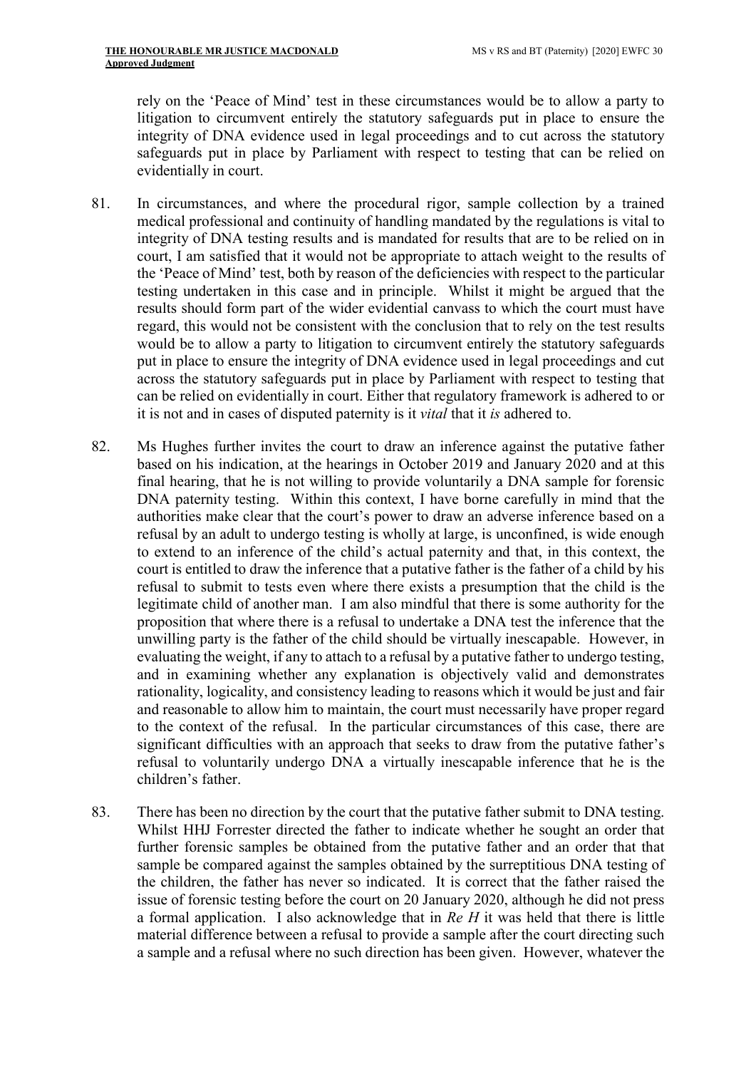rely on the 'Peace of Mind' test in these circumstances would be to allow a party to litigation to circumvent entirely the statutory safeguards put in place to ensure the integrity of DNA evidence used in legal proceedings and to cut across the statutory safeguards put in place by Parliament with respect to testing that can be relied on evidentially in court.

81. In circumstances, and where the procedural rigor, sample collection by a trained medical professional and continuity of handling mandated by the regulations is vital to integrity of DNA testing results and is mandated for results that are to be relied on in court, I am satisfied that it would not be appropriate to attach weight to the results of the 'Peace of Mind' test, both by reason of the deficiencies with respect to the particular testing undertaken in this case and in principle. Whilst it might be argued that the results should form part of the wider evidential canvass to which the court must have regard, this would not be consistent with the conclusion that to rely on the test results would be to allow a party to litigation to circumvent entirely the statutory safeguards put in place to ensure the integrity of DNA evidence used in legal proceedings and cut across the statutory safeguards put in place by Parliament with respect to testing that can be relied on evidentially in court. Either that regulatory framework is adhered to or it is not and in cases of disputed paternity is it *vital* that it *is* adhered to.

82. Ms Hughes further invites the court to draw an inference against the putative father based on his indication, at the hearings in October 2019 and January 2020 and at this final hearing, that he is not willing to provide voluntarily a DNA sample for forensic DNA paternity testing. Within this context, I have borne carefully in mind that the authorities make clear that the court's power to draw an adverse inference based on a refusal by an adult to undergo testing is wholly at large, is unconfined, is wide enough to extend to an inference of the child's actual paternity and that, in this context, the court is entitled to draw the inference that a putative father is the father of a child by his refusal to submit to tests even where there exists a presumption that the child is the legitimate child of another man. I am also mindful that there is some authority for the proposition that where there is a refusal to undertake a DNA test the inference that the unwilling party is the father of the child should be virtually inescapable. However, in evaluating the weight, if any to attach to a refusal by a putative father to undergo testing, and in examining whether any explanation is objectively valid and demonstrates rationality, logicality, and consistency leading to reasons which it would be just and fair and reasonable to allow him to maintain, the court must necessarily have proper regard to the context of the refusal. In the particular circumstances of this case, there are significant difficulties with an approach that seeks to draw from the putative father's refusal to voluntarily undergo DNA a virtually inescapable inference that he is the children's father.

83. There has been no direction by the court that the putative father submit to DNA testing. Whilst HHJ Forrester directed the father to indicate whether he sought an order that further forensic samples be obtained from the putative father and an order that that sample be compared against the samples obtained by the surreptitious DNA testing of the children, the father has never so indicated. It is correct that the father raised the issue of forensic testing before the court on 20 January 2020, although he did not press a formal application. I also acknowledge that in *Re H* it was held that there is little material difference between a refusal to provide a sample after the court directing such a sample and a refusal where no such direction has been given. However, whatever the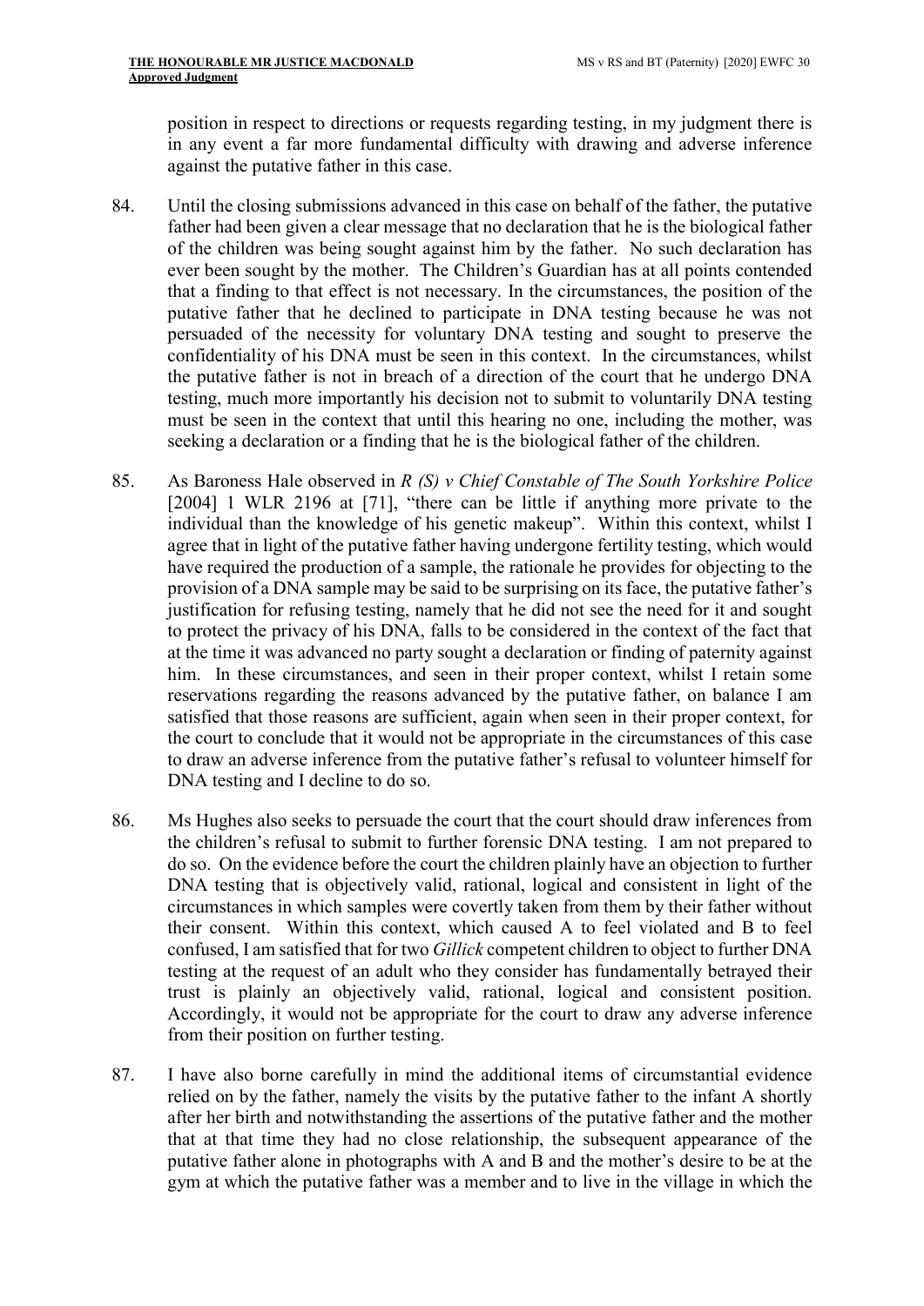position in respect to directions or requests regarding testing, in my judgment there is in any event a far more fundamental difficulty with drawing and adverse inference against the putative father in this case.

84. Until the closing submissions advanced in this case on behalf of the father, the putative father had been given a clear message that no declaration that he is the biological father of the children was being sought against him by the father. No such declaration has ever been sought by the mother. The Children's Guardian has at all points contended that a finding to that effect is not necessary. In the circumstances, the position of the putative father that he declined to participate in DNA testing because he was not persuaded of the necessity for voluntary DNA testing and sought to preserve the confidentiality of his DNA must be seen in this context. In the circumstances, whilst the putative father is not in breach of a direction of the court that he undergo DNA testing, much more importantly his decision not to submit to voluntarily DNA testing must be seen in the context that until this hearing no one, including the mother, was seeking a declaration or a finding that he is the biological father of the children.

85. As Baroness Hale observed in *R (S) v Chief Constable of The South Yorkshire Police* [2004] 1 WLR 2196 at [71], "there can be little if anything more private to the individual than the knowledge of his genetic makeup". Within this context, whilst I agree that in light of the putative father having undergone fertility testing, which would have required the production of a sample, the rationale he provides for objecting to the provision of a DNA sample may be said to be surprising on its face, the putative father's justification for refusing testing, namely that he did not see the need for it and sought to protect the privacy of his DNA, falls to be considered in the context of the fact that at the time it was advanced no party sought a declaration or finding of paternity against him. In these circumstances, and seen in their proper context, whilst I retain some reservations regarding the reasons advanced by the putative father, on balance I am satisfied that those reasons are sufficient, again when seen in their proper context, for the court to conclude that it would not be appropriate in the circumstances of this case to draw an adverse inference from the putative father's refusal to volunteer himself for DNA testing and I decline to do so.

86. Ms Hughes also seeks to persuade the court that the court should draw inferences from the children's refusal to submit to further forensic DNA testing. I am not prepared to do so. On the evidence before the court the children plainly have an objection to further DNA testing that is objectively valid, rational, logical and consistent in light of the circumstances in which samples were covertly taken from them by their father without their consent. Within this context, which caused A to feel violated and B to feel confused, I am satisfied that for two *Gillick* competent children to object to further DNA testing at the request of an adult who they consider has fundamentally betrayed their trust is plainly an objectively valid, rational, logical and consistent position. Accordingly, it would not be appropriate for the court to draw any adverse inference from their position on further testing.

87. I have also borne carefully in mind the additional items of circumstantial evidence relied on by the father, namely the visits by the putative father to the infant A shortly after her birth and notwithstanding the assertions of the putative father and the mother that at that time they had no close relationship, the subsequent appearance of the putative father alone in photographs with A and B and the mother's desire to be at the gym at which the putative father was a member and to live in the village in which the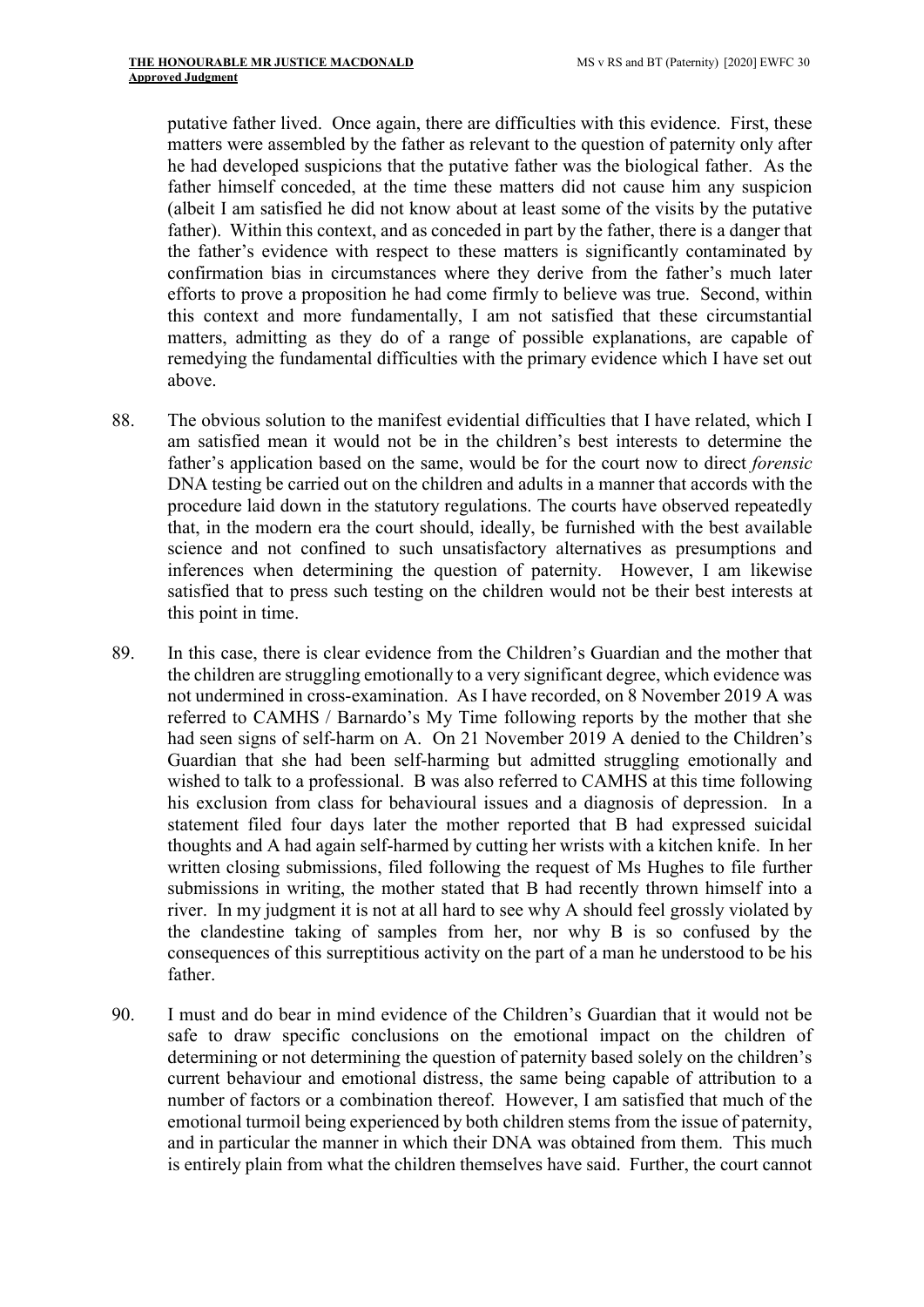putative father lived. Once again, there are difficulties with this evidence. First, these matters were assembled by the father as relevant to the question of paternity only after he had developed suspicions that the putative father was the biological father. As the father himself conceded, at the time these matters did not cause him any suspicion (albeit I am satisfied he did not know about at least some of the visits by the putative father). Within this context, and as conceded in part by the father, there is a danger that the father's evidence with respect to these matters is significantly contaminated by confirmation bias in circumstances where they derive from the father's much later efforts to prove a proposition he had come firmly to believe was true. Second, within this context and more fundamentally, I am not satisfied that these circumstantial matters, admitting as they do of a range of possible explanations, are capable of remedying the fundamental difficulties with the primary evidence which I have set out above.

88. The obvious solution to the manifest evidential difficulties that I have related, which I am satisfied mean it would not be in the children's best interests to determine the father's application based on the same, would be for the court now to direct *forensic* DNA testing be carried out on the children and adults in a manner that accords with the procedure laid down in the statutory regulations. The courts have observed repeatedly that, in the modern era the court should, ideally, be furnished with the best available science and not confined to such unsatisfactory alternatives as presumptions and inferences when determining the question of paternity. However, I am likewise satisfied that to press such testing on the children would not be their best interests at this point in time.

89. In this case, there is clear evidence from the Children's Guardian and the mother that the children are struggling emotionally to a very significant degree, which evidence was not undermined in cross-examination. As I have recorded, on 8 November 2019 A was referred to CAMHS / Barnardo's My Time following reports by the mother that she had seen signs of self-harm on A. On 21 November 2019 A denied to the Children's Guardian that she had been self-harming but admitted struggling emotionally and wished to talk to a professional. B was also referred to CAMHS at this time following his exclusion from class for behavioural issues and a diagnosis of depression. In a statement filed four days later the mother reported that B had expressed suicidal thoughts and A had again self-harmed by cutting her wrists with a kitchen knife. In her written closing submissions, filed following the request of Ms Hughes to file further submissions in writing, the mother stated that B had recently thrown himself into a river. In my judgment it is not at all hard to see why A should feel grossly violated by the clandestine taking of samples from her, nor why B is so confused by the consequences of this surreptitious activity on the part of a man he understood to be his father.

90. I must and do bear in mind evidence of the Children's Guardian that it would not be safe to draw specific conclusions on the emotional impact on the children of determining or not determining the question of paternity based solely on the children's current behaviour and emotional distress, the same being capable of attribution to a number of factors or a combination thereof. However, I am satisfied that much of the emotional turmoil being experienced by both children stems from the issue of paternity, and in particular the manner in which their DNA was obtained from them. This much is entirely plain from what the children themselves have said. Further, the court cannot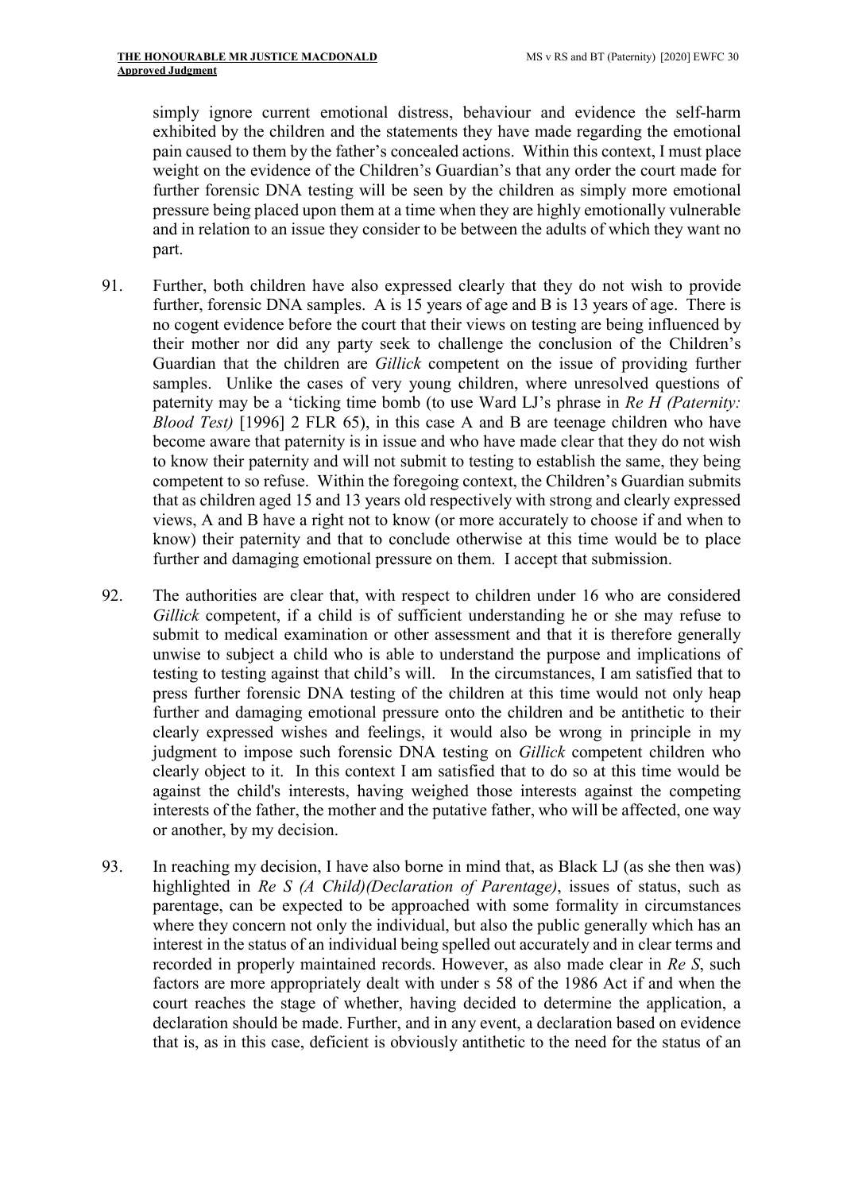simply ignore current emotional distress, behaviour and evidence the self-harm exhibited by the children and the statements they have made regarding the emotional pain caused to them by the father's concealed actions. Within this context, I must place weight on the evidence of the Children's Guardian's that any order the court made for further forensic DNA testing will be seen by the children as simply more emotional pressure being placed upon them at a time when they are highly emotionally vulnerable and in relation to an issue they consider to be between the adults of which they want no part.

91. Further, both children have also expressed clearly that they do not wish to provide further, forensic DNA samples. A is 15 years of age and B is 13 years of age. There is no cogent evidence before the court that their views on testing are being influenced by their mother nor did any party seek to challenge the conclusion of the Children's Guardian that the children are *Gillick* competent on the issue of providing further samples. Unlike the cases of very young children, where unresolved questions of paternity may be a 'ticking time bomb (to use Ward LJ's phrase in *Re H (Paternity: Blood Test)* [1996] 2 FLR 65), in this case A and B are teenage children who have become aware that paternity is in issue and who have made clear that they do not wish to know their paternity and will not submit to testing to establish the same, they being competent to so refuse. Within the foregoing context, the Children's Guardian submits that as children aged 15 and 13 years old respectively with strong and clearly expressed views, A and B have a right not to know (or more accurately to choose if and when to know) their paternity and that to conclude otherwise at this time would be to place further and damaging emotional pressure on them. I accept that submission.

92. The authorities are clear that, with respect to children under 16 who are considered *Gillick* competent, if a child is of sufficient understanding he or she may refuse to submit to medical examination or other assessment and that it is therefore generally unwise to subject a child who is able to understand the purpose and implications of testing to testing against that child's will. In the circumstances, I am satisfied that to press further forensic DNA testing of the children at this time would not only heap further and damaging emotional pressure onto the children and be antithetic to their clearly expressed wishes and feelings, it would also be wrong in principle in my judgment to impose such forensic DNA testing on *Gillick* competent children who clearly object to it. In this context I am satisfied that to do so at this time would be against the child's interests, having weighed those interests against the competing interests of the father, the mother and the putative father, who will be affected, one way or another, by my decision.

93. In reaching my decision, I have also borne in mind that, as Black LJ (as she then was) highlighted in *Re S (A Child)(Declaration of Parentage)*, issues of status, such as parentage, can be expected to be approached with some formality in circumstances where they concern not only the individual, but also the public generally which has an interest in the status of an individual being spelled out accurately and in clear terms and recorded in properly maintained records. However, as also made clear in *Re S*, such factors are more appropriately dealt with under s 58 of the 1986 Act if and when the court reaches the stage of whether, having decided to determine the application, a declaration should be made. Further, and in any event, a declaration based on evidence that is, as in this case, deficient is obviously antithetic to the need for the status of an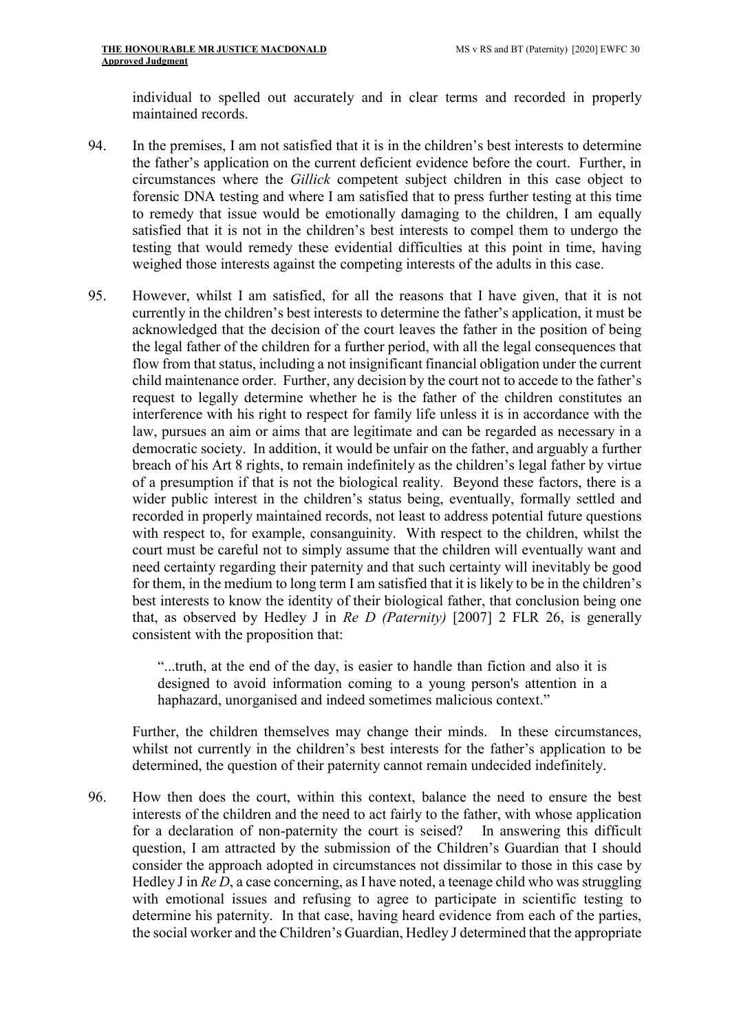individual to spelled out accurately and in clear terms and recorded in properly maintained records.

94. In the premises, I am not satisfied that it is in the children's best interests to determine the father's application on the current deficient evidence before the court. Further, in circumstances where the *Gillick* competent subject children in this case object to forensic DNA testing and where I am satisfied that to press further testing at this time to remedy that issue would be emotionally damaging to the children, I am equally satisfied that it is not in the children's best interests to compel them to undergo the testing that would remedy these evidential difficulties at this point in time, having weighed those interests against the competing interests of the adults in this case.

95. However, whilst I am satisfied, for all the reasons that I have given, that it is not currently in the children's best interests to determine the father's application, it must be acknowledged that the decision of the court leaves the father in the position of being the legal father of the children for a further period, with all the legal consequences that flow from that status, including a not insignificant financial obligation under the current child maintenance order. Further, any decision by the court not to accede to the father's request to legally determine whether he is the father of the children constitutes an interference with his right to respect for family life unless it is in accordance with the law, pursues an aim or aims that are legitimate and can be regarded as necessary in a democratic society. In addition, it would be unfair on the father, and arguably a further breach of his Art 8 rights, to remain indefinitely as the children's legal father by virtue of a presumption if that is not the biological reality. Beyond these factors, there is a wider public interest in the children's status being, eventually, formally settled and recorded in properly maintained records, not least to address potential future questions with respect to, for example, consanguinity. With respect to the children, whilst the court must be careful not to simply assume that the children will eventually want and need certainty regarding their paternity and that such certainty will inevitably be good for them, in the medium to long term I am satisfied that it is likely to be in the children's best interests to know the identity of their biological father, that conclusion being one that, as observed by Hedley J in *Re D (Paternity)* [2007] 2 FLR 26, is generally consistent with the proposition that:

> "...truth, at the end of the day, is easier to handle than fiction and also it is designed to avoid information coming to a young person's attention in a haphazard, unorganised and indeed sometimes malicious context."

Further, the children themselves may change their minds. In these circumstances, whilst not currently in the children's best interests for the father's application to be determined, the question of their paternity cannot remain undecided indefinitely.

96. How then does the court, within this context, balance the need to ensure the best interests of the children and the need to act fairly to the father, with whose application for a declaration of non-paternity the court is seised? In answering this difficult question, I am attracted by the submission of the Children's Guardian that I should consider the approach adopted in circumstances not dissimilar to those in this case by Hedley J in *Re D*, a case concerning, as I have noted, a teenage child who was struggling with emotional issues and refusing to agree to participate in scientific testing to determine his paternity. In that case, having heard evidence from each of the parties, the social worker and the Children's Guardian, Hedley J determined that the appropriate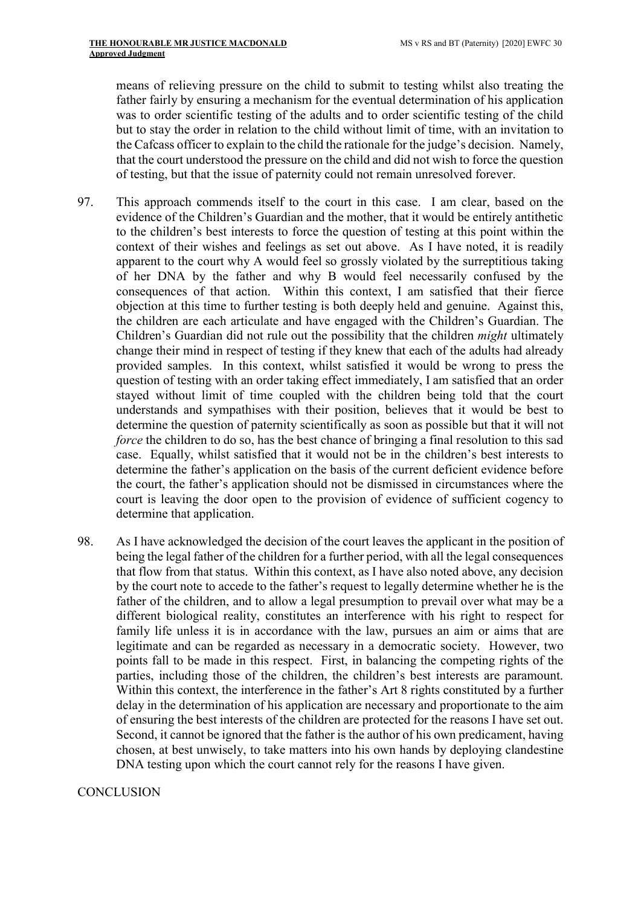means of relieving pressure on the child to submit to testing whilst also treating the father fairly by ensuring a mechanism for the eventual determination of his application was to order scientific testing of the adults and to order scientific testing of the child but to stay the order in relation to the child without limit of time, with an invitation to the Cafcass officer to explain to the child the rationale for the judge's decision. Namely, that the court understood the pressure on the child and did not wish to force the question of testing, but that the issue of paternity could not remain unresolved forever.

97. This approach commends itself to the court in this case. I am clear, based on the evidence of the Children's Guardian and the mother, that it would be entirely antithetic to the children's best interests to force the question of testing at this point within the context of their wishes and feelings as set out above. As I have noted, it is readily apparent to the court why A would feel so grossly violated by the surreptitious taking of her DNA by the father and why B would feel necessarily confused by the consequences of that action. Within this context, I am satisfied that their fierce objection at this time to further testing is both deeply held and genuine. Against this, the children are each articulate and have engaged with the Children's Guardian. The Children's Guardian did not rule out the possibility that the children *might* ultimately change their mind in respect of testing if they knew that each of the adults had already provided samples. In this context, whilst satisfied it would be wrong to press the question of testing with an order taking effect immediately, I am satisfied that an order stayed without limit of time coupled with the children being told that the court understands and sympathises with their position, believes that it would be best to determine the question of paternity scientifically as soon as possible but that it will not *force* the children to do so, has the best chance of bringing a final resolution to this sad case. Equally, whilst satisfied that it would not be in the children's best interests to determine the father's application on the basis of the current deficient evidence before the court, the father's application should not be dismissed in circumstances where the court is leaving the door open to the provision of evidence of sufficient cogency to determine that application.

98. As I have acknowledged the decision of the court leaves the applicant in the position of being the legal father of the children for a further period, with all the legal consequences that flow from that status. Within this context, as I have also noted above, any decision by the court note to accede to the father's request to legally determine whether he is the father of the children, and to allow a legal presumption to prevail over what may be a different biological reality, constitutes an interference with his right to respect for family life unless it is in accordance with the law, pursues an aim or aims that are legitimate and can be regarded as necessary in a democratic society. However, two points fall to be made in this respect. First, in balancing the competing rights of the parties, including those of the children, the children's best interests are paramount. Within this context, the interference in the father's Art 8 rights constituted by a further delay in the determination of his application are necessary and proportionate to the aim of ensuring the best interests of the children are protected for the reasons I have set out. Second, it cannot be ignored that the father is the author of his own predicament, having chosen, at best unwisely, to take matters into his own hands by deploying clandestine DNA testing upon which the court cannot rely for the reasons I have given.

## CONCLUSION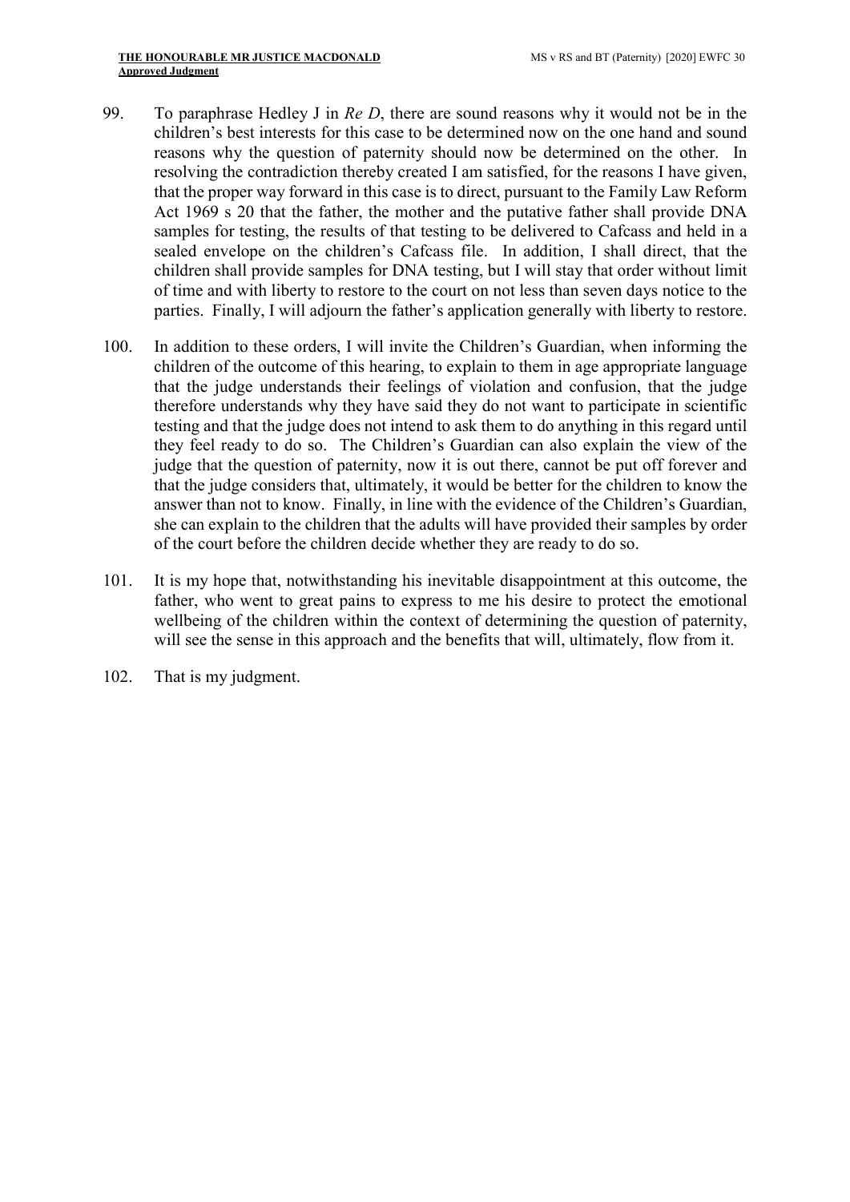99. To paraphrase Hedley J in *Re D*, there are sound reasons why it would not be in the children's best interests for this case to be determined now on the one hand and sound reasons why the question of paternity should now be determined on the other. In resolving the contradiction thereby created I am satisfied, for the reasons I have given, that the proper way forward in this case is to direct, pursuant to the Family Law Reform Act 1969 s 20 that the father, the mother and the putative father shall provide DNA samples for testing, the results of that testing to be delivered to Cafcass and held in a sealed envelope on the children's Cafcass file. In addition, I shall direct, that the children shall provide samples for DNA testing, but I will stay that order without limit of time and with liberty to restore to the court on not less than seven days notice to the parties. Finally, I will adjourn the father's application generally with liberty to restore.

100. In addition to these orders, I will invite the Children's Guardian, when informing the children of the outcome of this hearing, to explain to them in age appropriate language that the judge understands their feelings of violation and confusion, that the judge therefore understands why they have said they do not want to participate in scientific testing and that the judge does not intend to ask them to do anything in this regard until they feel ready to do so. The Children's Guardian can also explain the view of the judge that the question of paternity, now it is out there, cannot be put off forever and that the judge considers that, ultimately, it would be better for the children to know the answer than not to know. Finally, in line with the evidence of the Children's Guardian, she can explain to the children that the adults will have provided their samples by order of the court before the children decide whether they are ready to do so.

101. It is my hope that, notwithstanding his inevitable disappointment at this outcome, the father, who went to great pains to express to me his desire to protect the emotional wellbeing of the children within the context of determining the question of paternity, will see the sense in this approach and the benefits that will, ultimately, flow from it.

102. That is my judgment.